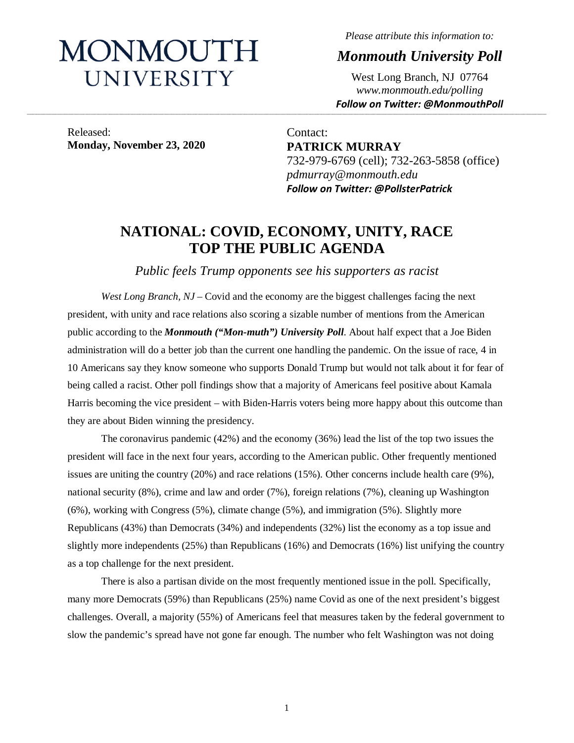# MONMOUTH UNIVERSITY

*Please attribute this information to:*

***Monmouth University Poll***

West Long Branch, NJ 07764
*www.monmouth.edu/polling*
***Follow on Twitter: @MonmouthPoll***

Released:
**Monday, November 23, 2020**

Contact:
**PATRICK MURRAY**
732-979-6769 (cell); 732-263-5858 (office)
*pdmurray@monmouth.edu*
***Follow on Twitter: @PollsterPatrick***

## NATIONAL: COVID, ECONOMY, UNITY, RACE TOP THE PUBLIC AGENDA

*Public feels Trump opponents see his supporters as racist*

*West Long Branch, NJ* – Covid and the economy are the biggest challenges facing the next president, with unity and race relations also scoring a sizable number of mentions from the American public according to the ***Monmouth ("Mon-muth") University Poll***. About half expect that a Joe Biden administration will do a better job than the current one handling the pandemic. On the issue of race, 4 in 10 Americans say they know someone who supports Donald Trump but would not talk about it for fear of being called a racist. Other poll findings show that a majority of Americans feel positive about Kamala Harris becoming the vice president – with Biden-Harris voters being more happy about this outcome than they are about Biden winning the presidency.

The coronavirus pandemic (42%) and the economy (36%) lead the list of the top two issues the president will face in the next four years, according to the American public. Other frequently mentioned issues are uniting the country (20%) and race relations (15%). Other concerns include health care (9%), national security (8%), crime and law and order (7%), foreign relations (7%), cleaning up Washington (6%), working with Congress (5%), climate change (5%), and immigration (5%). Slightly more Republicans (43%) than Democrats (34%) and independents (32%) list the economy as a top issue and slightly more independents (25%) than Republicans (16%) and Democrats (16%) list unifying the country as a top challenge for the next president.

There is also a partisan divide on the most frequently mentioned issue in the poll. Specifically, many more Democrats (59%) than Republicans (25%) name Covid as one of the next president's biggest challenges. Overall, a majority (55%) of Americans feel that measures taken by the federal government to slow the pandemic's spread have not gone far enough. The number who felt Washington was not doing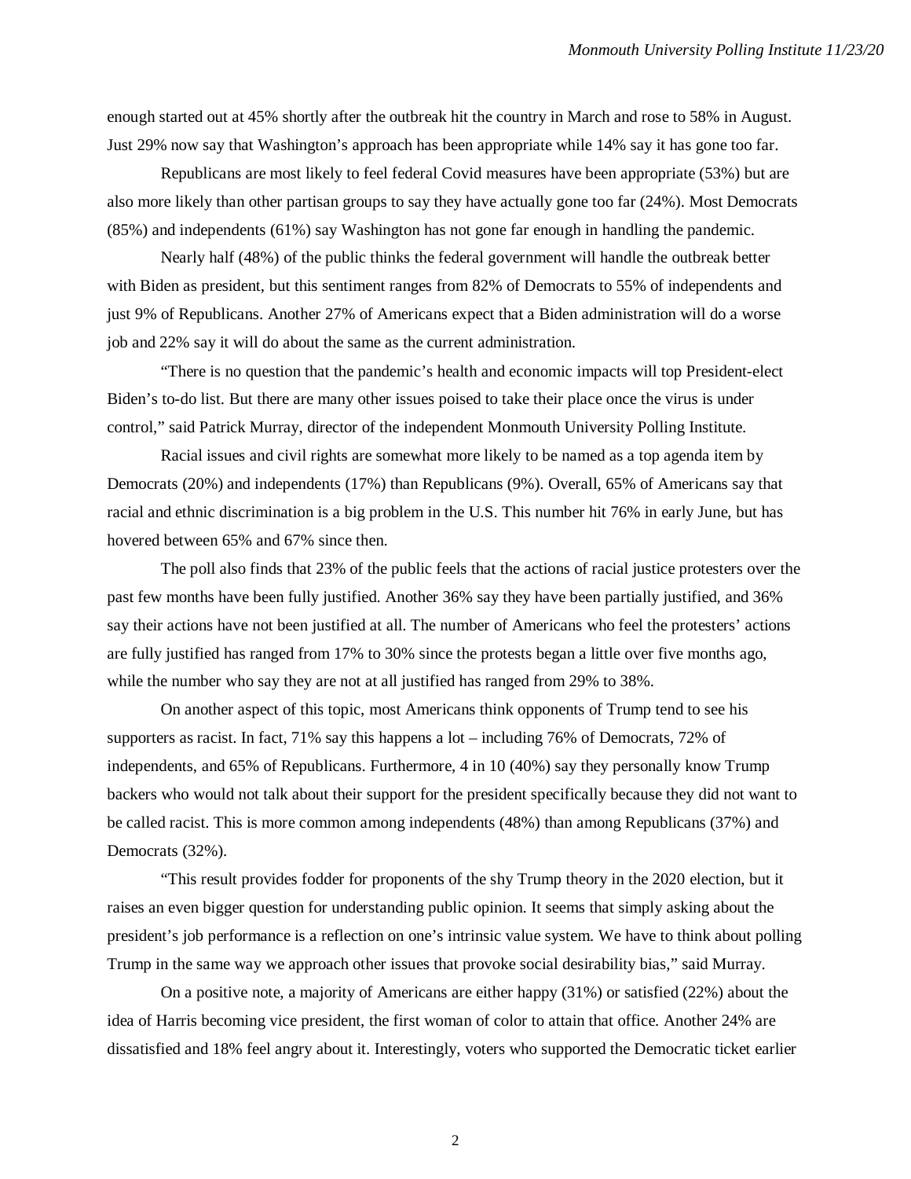enough started out at 45% shortly after the outbreak hit the country in March and rose to 58% in August. Just 29% now say that Washington's approach has been appropriate while 14% say it has gone too far.

Republicans are most likely to feel federal Covid measures have been appropriate (53%) but are also more likely than other partisan groups to say they have actually gone too far (24%). Most Democrats (85%) and independents (61%) say Washington has not gone far enough in handling the pandemic.

Nearly half (48%) of the public thinks the federal government will handle the outbreak better with Biden as president, but this sentiment ranges from 82% of Democrats to 55% of independents and just 9% of Republicans. Another 27% of Americans expect that a Biden administration will do a worse job and 22% say it will do about the same as the current administration.

"There is no question that the pandemic's health and economic impacts will top President-elect Biden's to-do list. But there are many other issues poised to take their place once the virus is under control," said Patrick Murray, director of the independent Monmouth University Polling Institute.

Racial issues and civil rights are somewhat more likely to be named as a top agenda item by Democrats (20%) and independents (17%) than Republicans (9%). Overall, 65% of Americans say that racial and ethnic discrimination is a big problem in the U.S. This number hit 76% in early June, but has hovered between 65% and 67% since then.

The poll also finds that 23% of the public feels that the actions of racial justice protesters over the past few months have been fully justified. Another 36% say they have been partially justified, and 36% say their actions have not been justified at all. The number of Americans who feel the protesters' actions are fully justified has ranged from 17% to 30% since the protests began a little over five months ago, while the number who say they are not at all justified has ranged from 29% to 38%.

On another aspect of this topic, most Americans think opponents of Trump tend to see his supporters as racist. In fact, 71% say this happens a lot – including 76% of Democrats, 72% of independents, and 65% of Republicans. Furthermore, 4 in 10 (40%) say they personally know Trump backers who would not talk about their support for the president specifically because they did not want to be called racist. This is more common among independents (48%) than among Republicans (37%) and Democrats (32%).

"This result provides fodder for proponents of the shy Trump theory in the 2020 election, but it raises an even bigger question for understanding public opinion. It seems that simply asking about the president's job performance is a reflection on one's intrinsic value system. We have to think about polling Trump in the same way we approach other issues that provoke social desirability bias," said Murray.

On a positive note, a majority of Americans are either happy (31%) or satisfied (22%) about the idea of Harris becoming vice president, the first woman of color to attain that office. Another 24% are dissatisfied and 18% feel angry about it. Interestingly, voters who supported the Democratic ticket earlier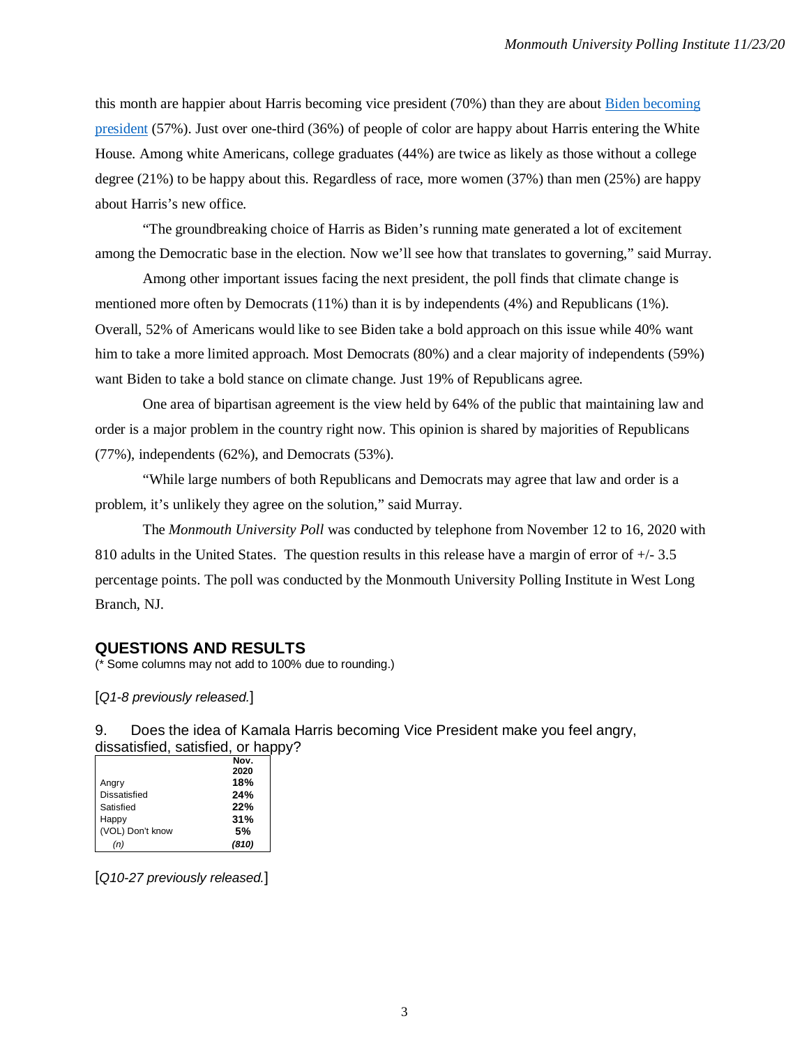this month are happier about Harris becoming vice president (70%) than they are about Biden becoming president (57%). Just over one-third (36%) of people of color are happy about Harris entering the White House. Among white Americans, college graduates (44%) are twice as likely as those without a college degree (21%) to be happy about this. Regardless of race, more women (37%) than men (25%) are happy about Harris's new office.

"The groundbreaking choice of Harris as Biden's running mate generated a lot of excitement among the Democratic base in the election. Now we'll see how that translates to governing," said Murray.

Among other important issues facing the next president, the poll finds that climate change is mentioned more often by Democrats (11%) than it is by independents (4%) and Republicans (1%). Overall, 52% of Americans would like to see Biden take a bold approach on this issue while 40% want him to take a more limited approach. Most Democrats (80%) and a clear majority of independents (59%) want Biden to take a bold stance on climate change. Just 19% of Republicans agree.

One area of bipartisan agreement is the view held by 64% of the public that maintaining law and order is a major problem in the country right now. This opinion is shared by majorities of Republicans (77%), independents (62%), and Democrats (53%).

"While large numbers of both Republicans and Democrats may agree that law and order is a problem, it's unlikely they agree on the solution," said Murray.

The *Monmouth University Poll* was conducted by telephone from November 12 to 16, 2020 with 810 adults in the United States. The question results in this release have a margin of error of +/- 3.5 percentage points. The poll was conducted by the Monmouth University Polling Institute in West Long Branch, NJ.

## QUESTIONS AND RESULTS

(* Some columns may not add to 100% due to rounding.)

[*Q1-8 previously released.*]

9. Does the idea of Kamala Harris becoming Vice President make you feel angry, dissatisfied, satisfied, or happy?

| | **Nov. 2020** |
|---|---|
| Angry | **18%** |
| Dissatisfied | **24%** |
| Satisfied | **22%** |
| Happy | **31%** |
| (VOL) Don't know | **5%** |
| *(n)* | ***(810)*** |

[*Q10-27 previously released.*]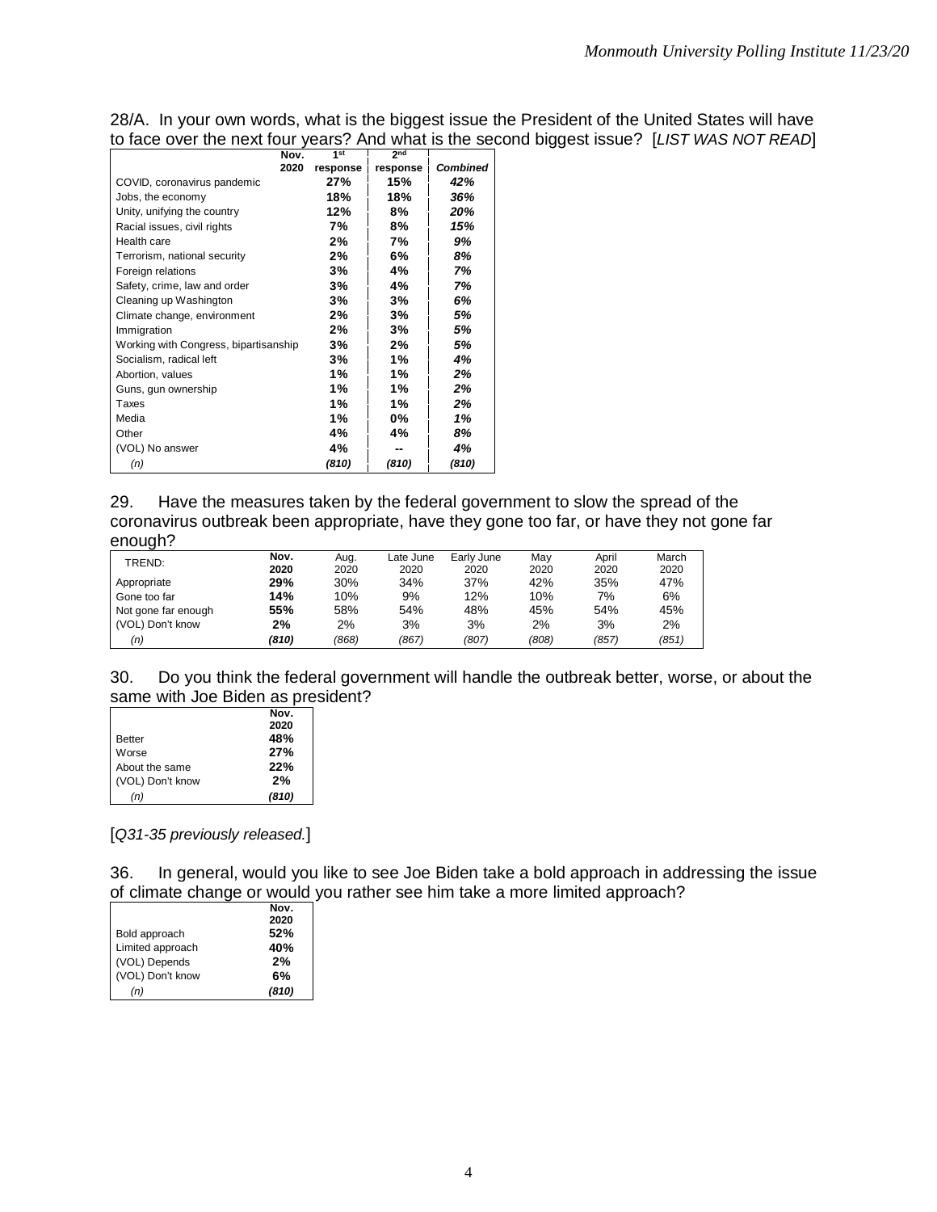28/A. In your own words, what is the biggest issue the President of the United States will have to face over the next four years? And what is the second biggest issue? [*LIST WAS NOT READ*]

| Nov. 2020 | 1st response | 2nd response | *Combined* |
|---|---|---|---|
| COVID, coronavirus pandemic | **27%** | **15%** | ***42%*** |
| Jobs, the economy | **18%** | **18%** | ***36%*** |
| Unity, unifying the country | **12%** | **8%** | ***20%*** |
| Racial issues, civil rights | **7%** | **8%** | ***15%*** |
| Health care | **2%** | **7%** | ***9%*** |
| Terrorism, national security | **2%** | **6%** | ***8%*** |
| Foreign relations | **3%** | **4%** | ***7%*** |
| Safety, crime, law and order | **3%** | **4%** | ***7%*** |
| Cleaning up Washington | **3%** | **3%** | ***6%*** |
| Climate change, environment | **2%** | **3%** | ***5%*** |
| Immigration | **2%** | **3%** | ***5%*** |
| Working with Congress, bipartisanship | **3%** | **2%** | ***5%*** |
| Socialism, radical left | **3%** | **1%** | ***4%*** |
| Abortion, values | **1%** | **1%** | ***2%*** |
| Guns, gun ownership | **1%** | **1%** | ***2%*** |
| Taxes | **1%** | **1%** | ***2%*** |
| Media | **1%** | **0%** | ***1%*** |
| Other | **4%** | **4%** | ***8%*** |
| (VOL) No answer | **4%** | **--** | ***4%*** |
| *(n)* | ***(810)*** | ***(810)*** | ***(810)*** |

29. Have the measures taken by the federal government to slow the spread of the coronavirus outbreak been appropriate, have they gone too far, or have they not gone far enough?

| TREND: | Nov. 2020 | Aug. 2020 | Late June 2020 | Early June 2020 | May 2020 | April 2020 | March 2020 |
|---|---|---|---|---|---|---|---|
| Appropriate | **29%** | 30% | 34% | 37% | 42% | 35% | 47% |
| Gone too far | **14%** | 10% | 9% | 12% | 10% | 7% | 6% |
| Not gone far enough | **55%** | 58% | 54% | 48% | 45% | 54% | 45% |
| (VOL) Don't know | **2%** | 2% | 3% | 3% | 2% | 3% | 2% |
| *(n)* | ***(810)*** | *(868)* | *(867)* | *(807)* | *(808)* | *(857)* | *(851)* |

30. Do you think the federal government will handle the outbreak better, worse, or about the same with Joe Biden as president?

| | Nov. 2020 |
|---|---|
| Better | **48%** |
| Worse | **27%** |
| About the same | **22%** |
| (VOL) Don't know | **2%** |
| *(n)* | ***(810)*** |

[*Q31-35 previously released.*]

36. In general, would you like to see Joe Biden take a bold approach in addressing the issue of climate change or would you rather see him take a more limited approach?

| | Nov. 2020 |
|---|---|
| Bold approach | **52%** |
| Limited approach | **40%** |
| (VOL) Depends | **2%** |
| (VOL) Don't know | **6%** |
| *(n)* | ***(810)*** |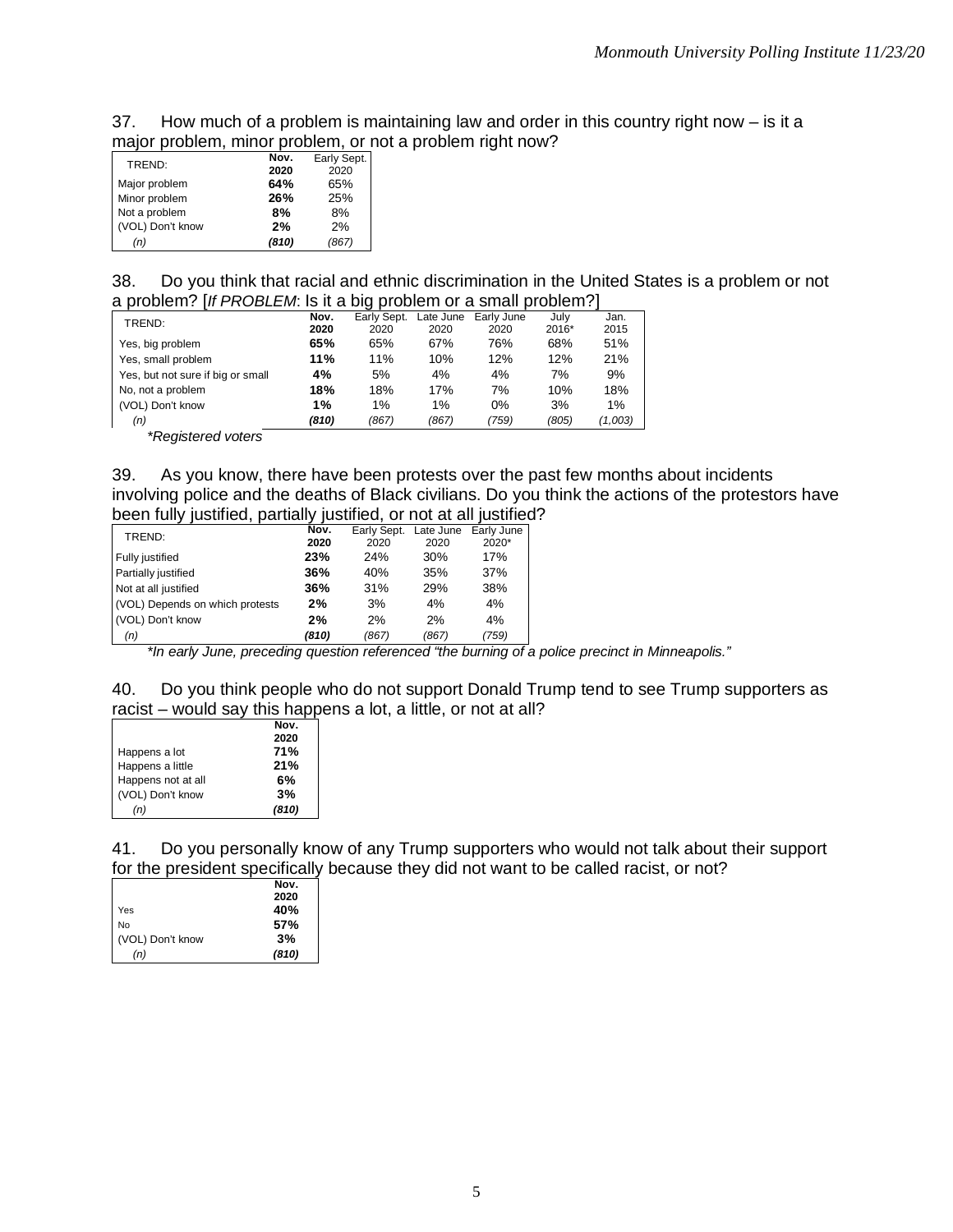37. How much of a problem is maintaining law and order in this country right now – is it a major problem, minor problem, or not a problem right now?

| TREND: | Nov. 2020 | Early Sept. 2020 |
|---|---|---|
| Major problem | **64%** | 65% |
| Minor problem | **26%** | 25% |
| Not a problem | **8%** | 8% |
| (VOL) Don't know | **2%** | 2% |
| *(n)* | ***(810)*** | *(867)* |

38. Do you think that racial and ethnic discrimination in the United States is a problem or not a problem? [*If PROBLEM*: Is it a big problem or a small problem?]

| TREND: | Nov. 2020 | Early Sept. 2020 | Late June 2020 | Early June 2020 | July 2016* | Jan. 2015 |
|---|---|---|---|---|---|---|
| Yes, big problem | **65%** | 65% | 67% | 76% | 68% | 51% |
| Yes, small problem | **11%** | 11% | 10% | 12% | 12% | 21% |
| Yes, but not sure if big or small | **4%** | 5% | 4% | 4% | 7% | 9% |
| No, not a problem | **18%** | 18% | 17% | 7% | 10% | 18% |
| (VOL) Don't know | **1%** | 1% | 1% | 0% | 3% | 1% |
| *(n)* | ***(810)*** | *(867)* | *(867)* | *(759)* | *(805)* | *(1,003)* |

*\*Registered voters*

39. As you know, there have been protests over the past few months about incidents involving police and the deaths of Black civilians. Do you think the actions of the protestors have been fully justified, partially justified, or not at all justified?

| TREND: | Nov. 2020 | Early Sept. 2020 | Late June 2020 | Early June 2020* |
|---|---|---|---|---|
| Fully justified | **23%** | 24% | 30% | 17% |
| Partially justified | **36%** | 40% | 35% | 37% |
| Not at all justified | **36%** | 31% | 29% | 38% |
| (VOL) Depends on which protests | **2%** | 3% | 4% | 4% |
| (VOL) Don't know | **2%** | 2% | 2% | 4% |
| *(n)* | ***(810)*** | *(867)* | *(867)* | *(759)* |

*\*In early June, preceding question referenced "the burning of a police precinct in Minneapolis."*

40. Do you think people who do not support Donald Trump tend to see Trump supporters as racist – would say this happens a lot, a little, or not at all?

| | Nov. 2020 |
|---|---|
| Happens a lot | **71%** |
| Happens a little | **21%** |
| Happens not at all | **6%** |
| (VOL) Don't know | **3%** |
| *(n)* | ***(810)*** |

41. Do you personally know of any Trump supporters who would not talk about their support for the president specifically because they did not want to be called racist, or not?

| | Nov. 2020 |
|---|---|
| Yes | **40%** |
| No | **57%** |
| (VOL) Don't know | **3%** |
| *(n)* | ***(810)*** |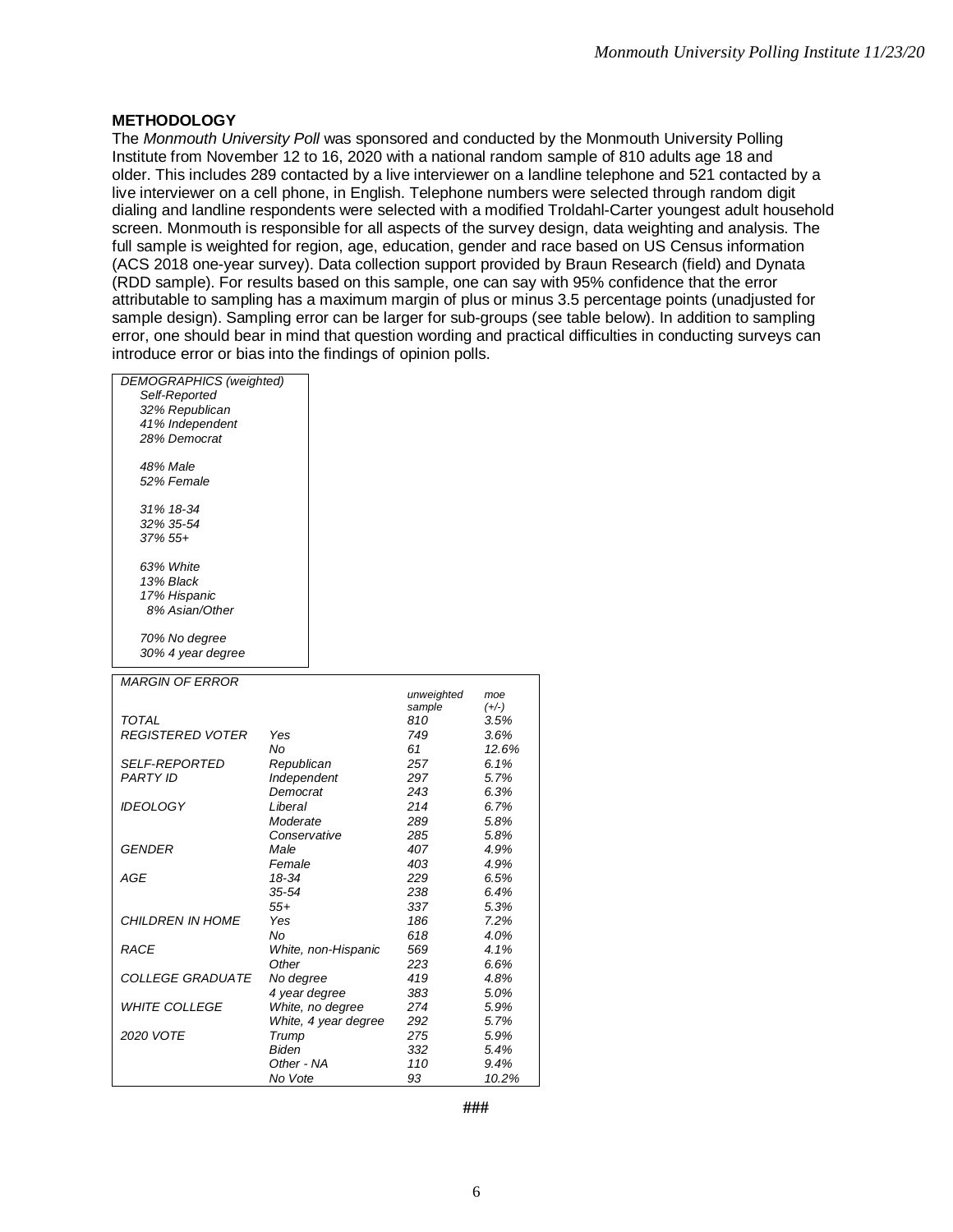**METHODOLOGY**

The *Monmouth University Poll* was sponsored and conducted by the Monmouth University Polling Institute from November 12 to 16, 2020 with a national random sample of 810 adults age 18 and older. This includes 289 contacted by a live interviewer on a landline telephone and 521 contacted by a live interviewer on a cell phone, in English. Telephone numbers were selected through random digit dialing and landline respondents were selected with a modified Troldahl-Carter youngest adult household screen. Monmouth is responsible for all aspects of the survey design, data weighting and analysis. The full sample is weighted for region, age, education, gender and race based on US Census information (ACS 2018 one-year survey). Data collection support provided by Braun Research (field) and Dynata (RDD sample). For results based on this sample, one can say with 95% confidence that the error attributable to sampling has a maximum margin of plus or minus 3.5 percentage points (unadjusted for sample design). Sampling error can be larger for sub-groups (see table below). In addition to sampling error, one should bear in mind that question wording and practical difficulties in conducting surveys can introduce error or bias into the findings of opinion polls.

*DEMOGRAPHICS (weighted)*

*Self-Reported*
*32% Republican*
*41% Independent*
*28% Democrat*

*48% Male*
*52% Female*

*31% 18-34*
*32% 35-54*
*37% 55+*

*63% White*
*13% Black*
*17% Hispanic*
*8% Asian/Other*

*70% No degree*
*30% 4 year degree*

*MARGIN OF ERROR*

| | | unweighted sample | moe (+/-) |
|---|---|---|---|
| TOTAL | | 810 | 3.5% |
| REGISTERED VOTER | Yes | 749 | 3.6% |
| | No | 61 | 12.6% |
| SELF-REPORTED PARTY ID | Republican | 257 | 6.1% |
| | Independent | 297 | 5.7% |
| | Democrat | 243 | 6.3% |
| IDEOLOGY | Liberal | 214 | 6.7% |
| | Moderate | 289 | 5.8% |
| | Conservative | 285 | 5.8% |
| GENDER | Male | 407 | 4.9% |
| | Female | 403 | 4.9% |
| AGE | 18-34 | 229 | 6.5% |
| | 35-54 | 238 | 6.4% |
| | 55+ | 337 | 5.3% |
| CHILDREN IN HOME | Yes | 186 | 7.2% |
| | No | 618 | 4.0% |
| RACE | White, non-Hispanic | 569 | 4.1% |
| | Other | 223 | 6.6% |
| COLLEGE GRADUATE | No degree | 419 | 4.8% |
| | 4 year degree | 383 | 5.0% |
| WHITE COLLEGE | White, no degree | 274 | 5.9% |
| | White, 4 year degree | 292 | 5.7% |
| 2020 VOTE | Trump | 275 | 5.9% |
| | Biden | 332 | 5.4% |
| | Other - NA | 110 | 9.4% |
| | No Vote | 93 | 10.2% |

###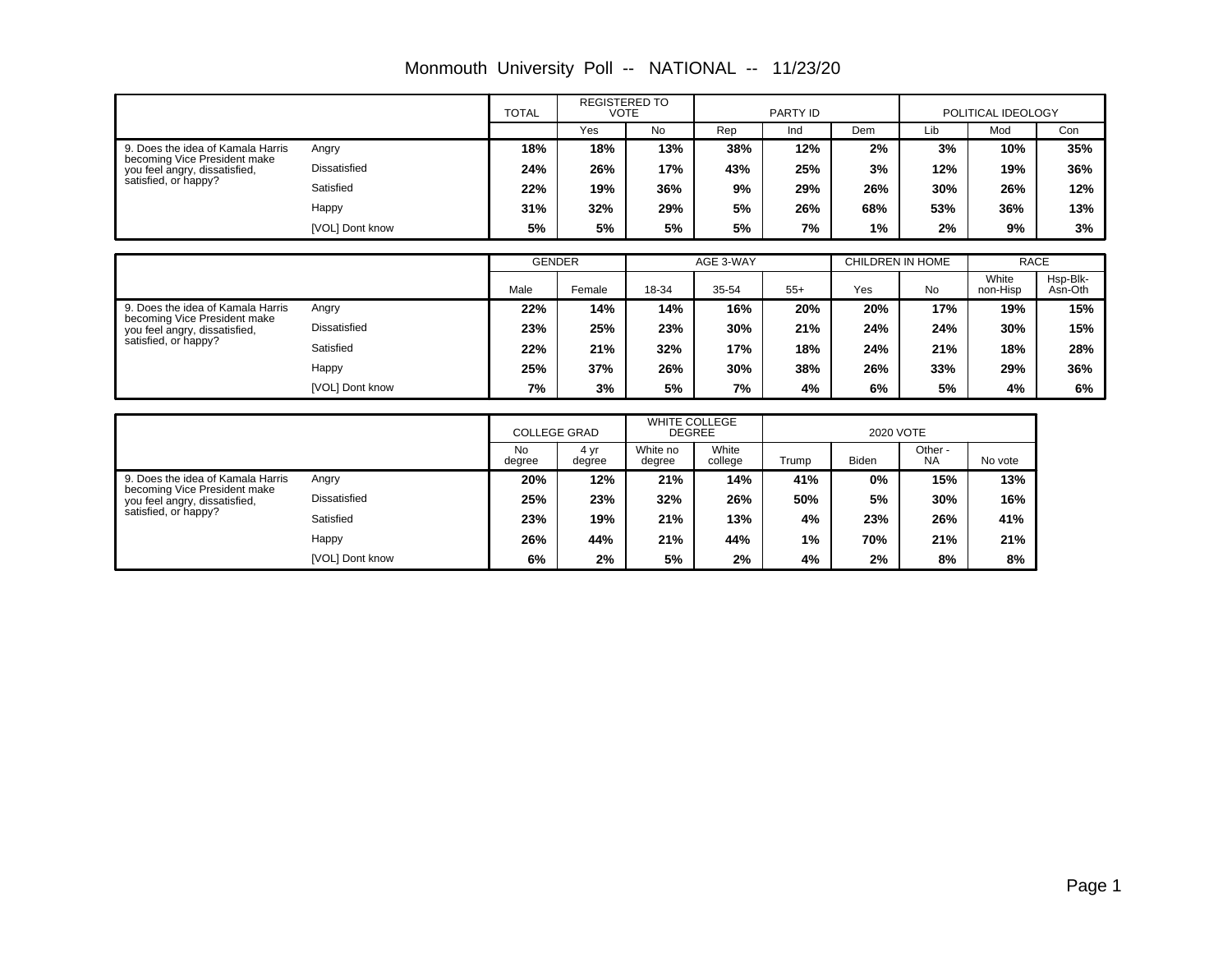# Monmouth University Poll -- NATIONAL -- 11/23/20

| | | TOTAL | REGISTERED TO VOTE | | PARTY ID | | | POLITICAL IDEOLOGY | | |
|---|---|---|---|---|---|---|---|---|---|---|
| | | | Yes | No | Rep | Ind | Dem | Lib | Mod | Con |
| 9. Does the idea of Kamala Harris becoming Vice President make you feel angry, dissatisfied, satisfied, or happy? | Angry | **18%** | **18%** | **13%** | **38%** | **12%** | **2%** | **3%** | **10%** | **35%** |
| | Dissatisfied | **24%** | **26%** | **17%** | **43%** | **25%** | **3%** | **12%** | **19%** | **36%** |
| | Satisfied | **22%** | **19%** | **36%** | **9%** | **29%** | **26%** | **30%** | **26%** | **12%** |
| | Happy | **31%** | **32%** | **29%** | **5%** | **26%** | **68%** | **53%** | **36%** | **13%** |
| | [VOL] Dont know | **5%** | **5%** | **5%** | **5%** | **7%** | **1%** | **2%** | **9%** | **3%** |

| | | GENDER | | AGE 3-WAY | | | CHILDREN IN HOME | | RACE | |
|---|---|---|---|---|---|---|---|---|---|---|
| | | Male | Female | 18-34 | 35-54 | 55+ | Yes | No | White non-Hisp | Hsp-Blk-Asn-Oth |
| 9. Does the idea of Kamala Harris becoming Vice President make you feel angry, dissatisfied, satisfied, or happy? | Angry | **22%** | **14%** | **14%** | **16%** | **20%** | **20%** | **17%** | **19%** | **15%** |
| | Dissatisfied | **23%** | **25%** | **23%** | **30%** | **21%** | **24%** | **24%** | **30%** | **15%** |
| | Satisfied | **22%** | **21%** | **32%** | **17%** | **18%** | **24%** | **21%** | **18%** | **28%** |
| | Happy | **25%** | **37%** | **26%** | **30%** | **38%** | **26%** | **33%** | **29%** | **36%** |
| | [VOL] Dont know | **7%** | **3%** | **5%** | **7%** | **4%** | **6%** | **5%** | **4%** | **6%** |

| | | COLLEGE GRAD | | WHITE COLLEGE DEGREE | | 2020 VOTE | | | |
|---|---|---|---|---|---|---|---|---|---|
| | | No degree | 4 yr degree | White no degree | White college | Trump | Biden | Other - NA | No vote |
| 9. Does the idea of Kamala Harris becoming Vice President make you feel angry, dissatisfied, satisfied, or happy? | Angry | **20%** | **12%** | **21%** | **14%** | **41%** | **0%** | **15%** | **13%** |
| | Dissatisfied | **25%** | **23%** | **32%** | **26%** | **50%** | **5%** | **30%** | **16%** |
| | Satisfied | **23%** | **19%** | **21%** | **13%** | **4%** | **23%** | **26%** | **41%** |
| | Happy | **26%** | **44%** | **21%** | **44%** | **1%** | **70%** | **21%** | **21%** |
| | [VOL] Dont know | **6%** | **2%** | **5%** | **2%** | **4%** | **2%** | **8%** | **8%** |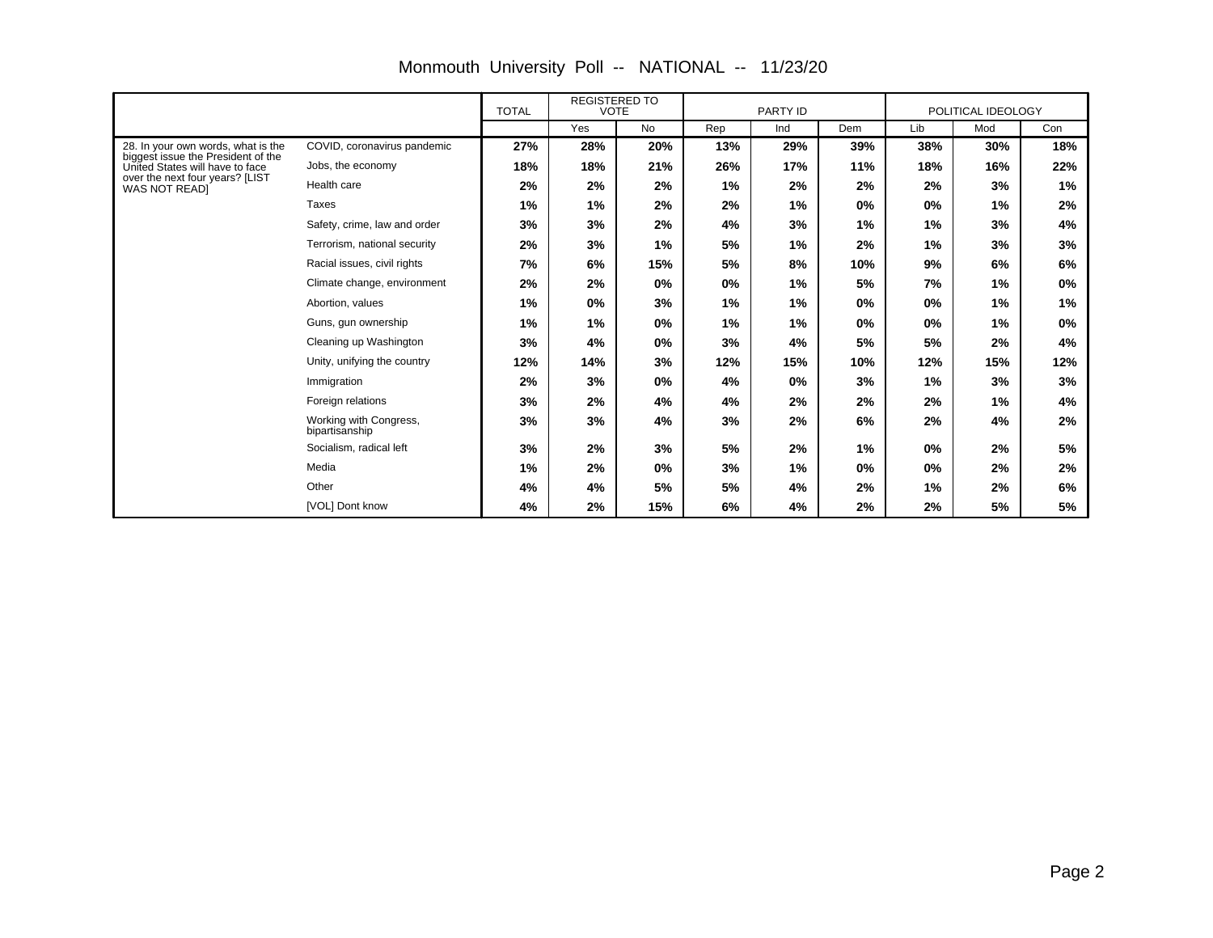# Monmouth University Poll -- NATIONAL -- 11/23/20

| | | TOTAL | REGISTERED TO VOTE | | PARTY ID | | | POLITICAL IDEOLOGY | | |
|---|---|---|---|---|---|---|---|---|---|---|
| | | | Yes | No | Rep | Ind | Dem | Lib | Mod | Con |
| 28. In your own words, what is the biggest issue the President of the United States will have to face over the next four years? [LIST WAS NOT READ] | COVID, coronavirus pandemic | **27%** | **28%** | **20%** | **13%** | **29%** | **39%** | **38%** | **30%** | **18%** |
| | Jobs, the economy | **18%** | **18%** | **21%** | **26%** | **17%** | **11%** | **18%** | **16%** | **22%** |
| | Health care | **2%** | **2%** | **2%** | **1%** | **2%** | **2%** | **2%** | **3%** | **1%** |
| | Taxes | **1%** | **1%** | **2%** | **2%** | **1%** | **0%** | **0%** | **1%** | **2%** |
| | Safety, crime, law and order | **3%** | **3%** | **2%** | **4%** | **3%** | **1%** | **1%** | **3%** | **4%** |
| | Terrorism, national security | **2%** | **3%** | **1%** | **5%** | **1%** | **2%** | **1%** | **3%** | **3%** |
| | Racial issues, civil rights | **7%** | **6%** | **15%** | **5%** | **8%** | **10%** | **9%** | **6%** | **6%** |
| | Climate change, environment | **2%** | **2%** | **0%** | **0%** | **1%** | **5%** | **7%** | **1%** | **0%** |
| | Abortion, values | **1%** | **0%** | **3%** | **1%** | **1%** | **0%** | **0%** | **1%** | **1%** |
| | Guns, gun ownership | **1%** | **1%** | **0%** | **1%** | **1%** | **0%** | **0%** | **1%** | **0%** |
| | Cleaning up Washington | **3%** | **4%** | **0%** | **3%** | **4%** | **5%** | **5%** | **2%** | **4%** |
| | Unity, unifying the country | **12%** | **14%** | **3%** | **12%** | **15%** | **10%** | **12%** | **15%** | **12%** |
| | Immigration | **2%** | **3%** | **0%** | **4%** | **0%** | **3%** | **1%** | **3%** | **3%** |
| | Foreign relations | **3%** | **2%** | **4%** | **4%** | **2%** | **2%** | **2%** | **1%** | **4%** |
| | Working with Congress, bipartisanship | **3%** | **3%** | **4%** | **3%** | **2%** | **6%** | **2%** | **4%** | **2%** |
| | Socialism, radical left | **3%** | **2%** | **3%** | **5%** | **2%** | **1%** | **0%** | **2%** | **5%** |
| | Media | **1%** | **2%** | **0%** | **3%** | **1%** | **0%** | **0%** | **2%** | **2%** |
| | Other | **4%** | **4%** | **5%** | **5%** | **4%** | **2%** | **1%** | **2%** | **6%** |
| | [VOL] Dont know | **4%** | **2%** | **15%** | **6%** | **4%** | **2%** | **2%** | **5%** | **5%** |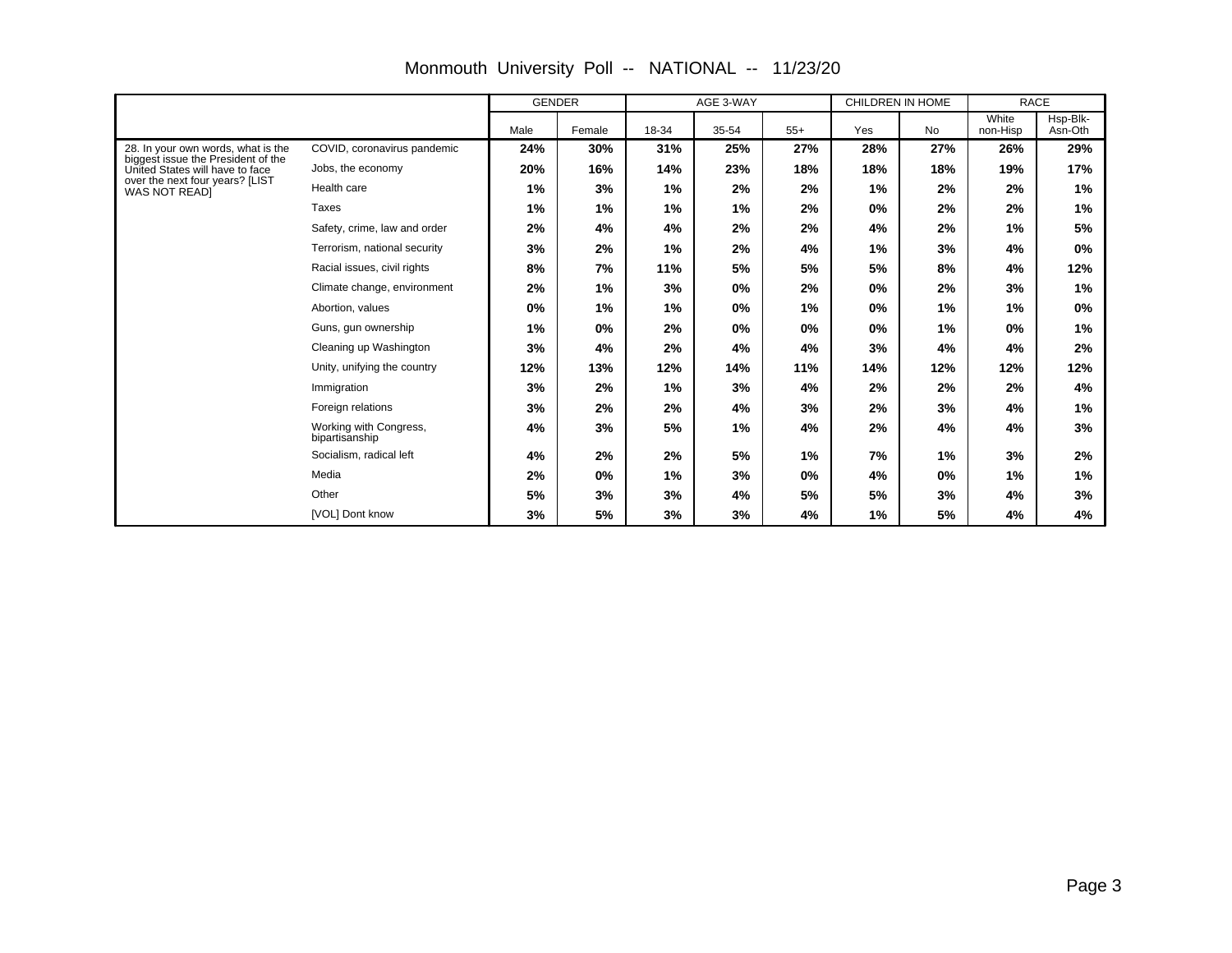# Monmouth University Poll -- NATIONAL -- 11/23/20

| | | GENDER | | AGE 3-WAY | | | CHILDREN IN HOME | | RACE | |
|---|---|---|---|---|---|---|---|---|---|---|
| | | Male | Female | 18-34 | 35-54 | 55+ | Yes | No | White non-Hisp | Hsp-Blk-Asn-Oth |
| 28. In your own words, what is the biggest issue the President of the United States will have to face over the next four years? [LIST WAS NOT READ] | COVID, coronavirus pandemic | **24%** | **30%** | **31%** | **25%** | **27%** | **28%** | **27%** | **26%** | **29%** |
| | Jobs, the economy | **20%** | **16%** | **14%** | **23%** | **18%** | **18%** | **18%** | **19%** | **17%** |
| | Health care | **1%** | **3%** | **1%** | **2%** | **2%** | **1%** | **2%** | **2%** | **1%** |
| | Taxes | **1%** | **1%** | **1%** | **1%** | **2%** | **0%** | **2%** | **2%** | **1%** |
| | Safety, crime, law and order | **2%** | **4%** | **4%** | **2%** | **2%** | **4%** | **2%** | **1%** | **5%** |
| | Terrorism, national security | **3%** | **2%** | **1%** | **2%** | **4%** | **1%** | **3%** | **4%** | **0%** |
| | Racial issues, civil rights | **8%** | **7%** | **11%** | **5%** | **5%** | **5%** | **8%** | **4%** | **12%** |
| | Climate change, environment | **2%** | **1%** | **3%** | **0%** | **2%** | **0%** | **2%** | **3%** | **1%** |
| | Abortion, values | **0%** | **1%** | **1%** | **0%** | **1%** | **0%** | **1%** | **1%** | **0%** |
| | Guns, gun ownership | **1%** | **0%** | **2%** | **0%** | **0%** | **0%** | **1%** | **0%** | **1%** |
| | Cleaning up Washington | **3%** | **4%** | **2%** | **4%** | **4%** | **3%** | **4%** | **4%** | **2%** |
| | Unity, unifying the country | **12%** | **13%** | **12%** | **14%** | **11%** | **14%** | **12%** | **12%** | **12%** |
| | Immigration | **3%** | **2%** | **1%** | **3%** | **4%** | **2%** | **2%** | **2%** | **4%** |
| | Foreign relations | **3%** | **2%** | **2%** | **4%** | **3%** | **2%** | **3%** | **4%** | **1%** |
| | Working with Congress, bipartisanship | **4%** | **3%** | **5%** | **1%** | **4%** | **2%** | **4%** | **4%** | **3%** |
| | Socialism, radical left | **4%** | **2%** | **2%** | **5%** | **1%** | **7%** | **1%** | **3%** | **2%** |
| | Media | **2%** | **0%** | **1%** | **3%** | **0%** | **4%** | **0%** | **1%** | **1%** |
| | Other | **5%** | **3%** | **3%** | **4%** | **5%** | **5%** | **3%** | **4%** | **3%** |
| | [VOL] Dont know | **3%** | **5%** | **3%** | **3%** | **4%** | **1%** | **5%** | **4%** | **4%** |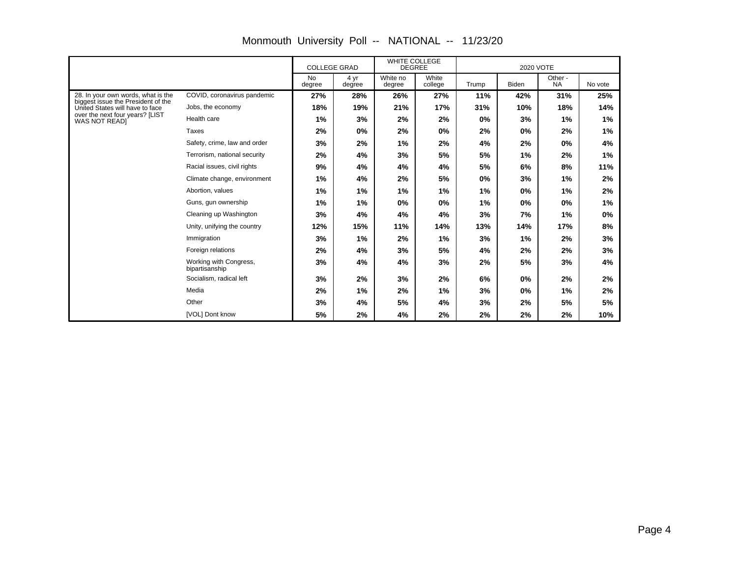# Monmouth University Poll -- NATIONAL -- 11/23/20

| | | COLLEGE GRAD | | WHITE COLLEGE DEGREE | | 2020 VOTE | | | |
|---|---|---|---|---|---|---|---|---|---|
| | | No degree | 4 yr degree | White no degree | White college | Trump | Biden | Other - NA | No vote |
| 28. In your own words, what is the biggest issue the President of the United States will have to face over the next four years? [LIST WAS NOT READ] | COVID, coronavirus pandemic | 27% | 28% | 26% | 27% | 11% | 42% | 31% | 25% |
| | Jobs, the economy | 18% | 19% | 21% | 17% | 31% | 10% | 18% | 14% |
| | Health care | 1% | 3% | 2% | 2% | 0% | 3% | 1% | 1% |
| | Taxes | 2% | 0% | 2% | 0% | 2% | 0% | 2% | 1% |
| | Safety, crime, law and order | 3% | 2% | 1% | 2% | 4% | 2% | 0% | 4% |
| | Terrorism, national security | 2% | 4% | 3% | 5% | 5% | 1% | 2% | 1% |
| | Racial issues, civil rights | 9% | 4% | 4% | 4% | 5% | 6% | 8% | 11% |
| | Climate change, environment | 1% | 4% | 2% | 5% | 0% | 3% | 1% | 2% |
| | Abortion, values | 1% | 1% | 1% | 1% | 1% | 0% | 1% | 2% |
| | Guns, gun ownership | 1% | 1% | 0% | 0% | 1% | 0% | 0% | 1% |
| | Cleaning up Washington | 3% | 4% | 4% | 4% | 3% | 7% | 1% | 0% |
| | Unity, unifying the country | 12% | 15% | 11% | 14% | 13% | 14% | 17% | 8% |
| | Immigration | 3% | 1% | 2% | 1% | 3% | 1% | 2% | 3% |
| | Foreign relations | 2% | 4% | 3% | 5% | 4% | 2% | 2% | 3% |
| | Working with Congress, bipartisanship | 3% | 4% | 4% | 3% | 2% | 5% | 3% | 4% |
| | Socialism, radical left | 3% | 2% | 3% | 2% | 6% | 0% | 2% | 2% |
| | Media | 2% | 1% | 2% | 1% | 3% | 0% | 1% | 2% |
| | Other | 3% | 4% | 5% | 4% | 3% | 2% | 5% | 5% |
| | [VOL] Dont know | 5% | 2% | 4% | 2% | 2% | 2% | 2% | 10% |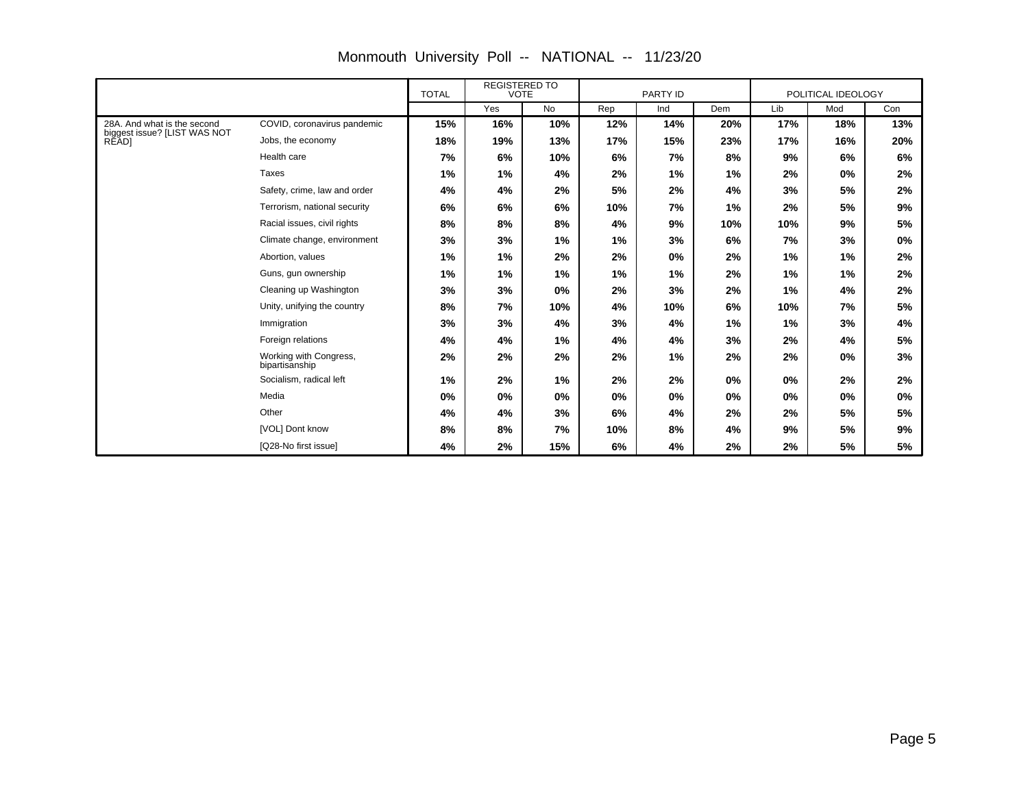# Monmouth University Poll -- NATIONAL -- 11/23/20

| | | TOTAL | REGISTERED TO VOTE | | PARTY ID | | | POLITICAL IDEOLOGY | | |
|---|---|---|---|---|---|---|---|---|---|---|
| | | | Yes | No | Rep | Ind | Dem | Lib | Mod | Con |
| 28A. And what is the second biggest issue? [LIST WAS NOT READ] | COVID, coronavirus pandemic | **15%** | **16%** | **10%** | **12%** | **14%** | **20%** | **17%** | **18%** | **13%** |
| | Jobs, the economy | **18%** | **19%** | **13%** | **17%** | **15%** | **23%** | **17%** | **16%** | **20%** |
| | Health care | **7%** | **6%** | **10%** | **6%** | **7%** | **8%** | **9%** | **6%** | **6%** |
| | Taxes | **1%** | **1%** | **4%** | **2%** | **1%** | **1%** | **2%** | **0%** | **2%** |
| | Safety, crime, law and order | **4%** | **4%** | **2%** | **5%** | **2%** | **4%** | **3%** | **5%** | **2%** |
| | Terrorism, national security | **6%** | **6%** | **6%** | **10%** | **7%** | **1%** | **2%** | **5%** | **9%** |
| | Racial issues, civil rights | **8%** | **8%** | **8%** | **4%** | **9%** | **10%** | **10%** | **9%** | **5%** |
| | Climate change, environment | **3%** | **3%** | **1%** | **1%** | **3%** | **6%** | **7%** | **3%** | **0%** |
| | Abortion, values | **1%** | **1%** | **2%** | **2%** | **0%** | **2%** | **1%** | **1%** | **2%** |
| | Guns, gun ownership | **1%** | **1%** | **1%** | **1%** | **1%** | **2%** | **1%** | **1%** | **2%** |
| | Cleaning up Washington | **3%** | **3%** | **0%** | **2%** | **3%** | **2%** | **1%** | **4%** | **2%** |
| | Unity, unifying the country | **8%** | **7%** | **10%** | **4%** | **10%** | **6%** | **10%** | **7%** | **5%** |
| | Immigration | **3%** | **3%** | **4%** | **3%** | **4%** | **1%** | **1%** | **3%** | **4%** |
| | Foreign relations | **4%** | **4%** | **1%** | **4%** | **4%** | **3%** | **2%** | **4%** | **5%** |
| | Working with Congress, bipartisanship | **2%** | **2%** | **2%** | **2%** | **1%** | **2%** | **2%** | **0%** | **3%** |
| | Socialism, radical left | **1%** | **2%** | **1%** | **2%** | **2%** | **0%** | **0%** | **2%** | **2%** |
| | Media | **0%** | **0%** | **0%** | **0%** | **0%** | **0%** | **0%** | **0%** | **0%** |
| | Other | **4%** | **4%** | **3%** | **6%** | **4%** | **2%** | **2%** | **5%** | **5%** |
| | [VOL] Dont know | **8%** | **8%** | **7%** | **10%** | **8%** | **4%** | **9%** | **5%** | **9%** |
| | [Q28-No first issue] | **4%** | **2%** | **15%** | **6%** | **4%** | **2%** | **2%** | **5%** | **5%** |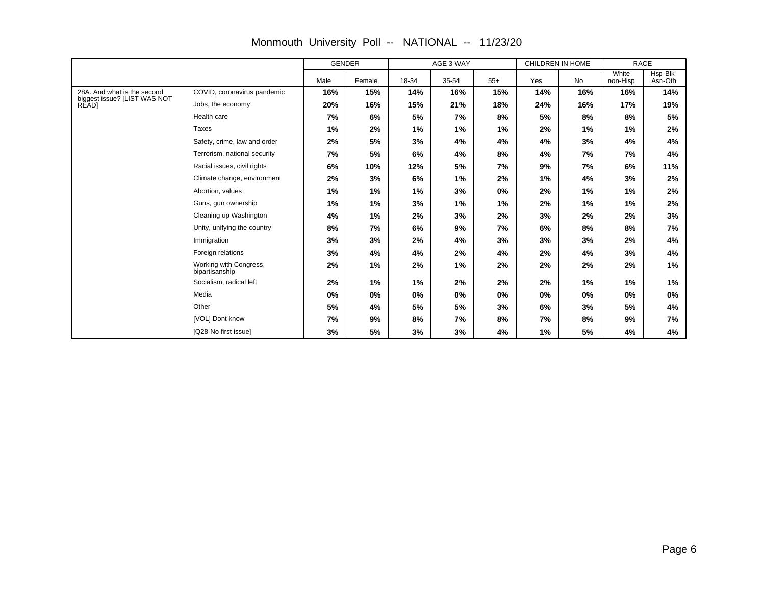# Monmouth University Poll -- NATIONAL -- 11/23/20

| | | GENDER | | AGE 3-WAY | | | CHILDREN IN HOME | | RACE | |
|---|---|---|---|---|---|---|---|---|---|---|
| | | Male | Female | 18-34 | 35-54 | 55+ | Yes | No | White non-Hisp | Hsp-Blk-Asn-Oth |
| 28A. And what is the second biggest issue? [LIST WAS NOT READ] | COVID, coronavirus pandemic | **16%** | **15%** | **14%** | **16%** | **15%** | **14%** | **16%** | **16%** | **14%** |
| | Jobs, the economy | **20%** | **16%** | **15%** | **21%** | **18%** | **24%** | **16%** | **17%** | **19%** |
| | Health care | **7%** | **6%** | **5%** | **7%** | **8%** | **5%** | **8%** | **8%** | **5%** |
| | Taxes | **1%** | **2%** | **1%** | **1%** | **1%** | **2%** | **1%** | **1%** | **2%** |
| | Safety, crime, law and order | **2%** | **5%** | **3%** | **4%** | **4%** | **4%** | **3%** | **4%** | **4%** |
| | Terrorism, national security | **7%** | **5%** | **6%** | **4%** | **8%** | **4%** | **7%** | **7%** | **4%** |
| | Racial issues, civil rights | **6%** | **10%** | **12%** | **5%** | **7%** | **9%** | **7%** | **6%** | **11%** |
| | Climate change, environment | **2%** | **3%** | **6%** | **1%** | **2%** | **1%** | **4%** | **3%** | **2%** |
| | Abortion, values | **1%** | **1%** | **1%** | **3%** | **0%** | **2%** | **1%** | **1%** | **2%** |
| | Guns, gun ownership | **1%** | **1%** | **3%** | **1%** | **1%** | **2%** | **1%** | **1%** | **2%** |
| | Cleaning up Washington | **4%** | **1%** | **2%** | **3%** | **2%** | **3%** | **2%** | **2%** | **3%** |
| | Unity, unifying the country | **8%** | **7%** | **6%** | **9%** | **7%** | **6%** | **8%** | **8%** | **7%** |
| | Immigration | **3%** | **3%** | **2%** | **4%** | **3%** | **3%** | **3%** | **2%** | **4%** |
| | Foreign relations | **3%** | **4%** | **4%** | **2%** | **4%** | **2%** | **4%** | **3%** | **4%** |
| | Working with Congress, bipartisanship | **2%** | **1%** | **2%** | **1%** | **2%** | **2%** | **2%** | **2%** | **1%** |
| | Socialism, radical left | **2%** | **1%** | **1%** | **2%** | **2%** | **2%** | **1%** | **1%** | **1%** |
| | Media | **0%** | **0%** | **0%** | **0%** | **0%** | **0%** | **0%** | **0%** | **0%** |
| | Other | **5%** | **4%** | **5%** | **5%** | **3%** | **6%** | **3%** | **5%** | **4%** |
| | [VOL] Dont know | **7%** | **9%** | **8%** | **7%** | **8%** | **7%** | **8%** | **9%** | **7%** |
| | [Q28-No first issue] | **3%** | **5%** | **3%** | **3%** | **4%** | **1%** | **5%** | **4%** | **4%** |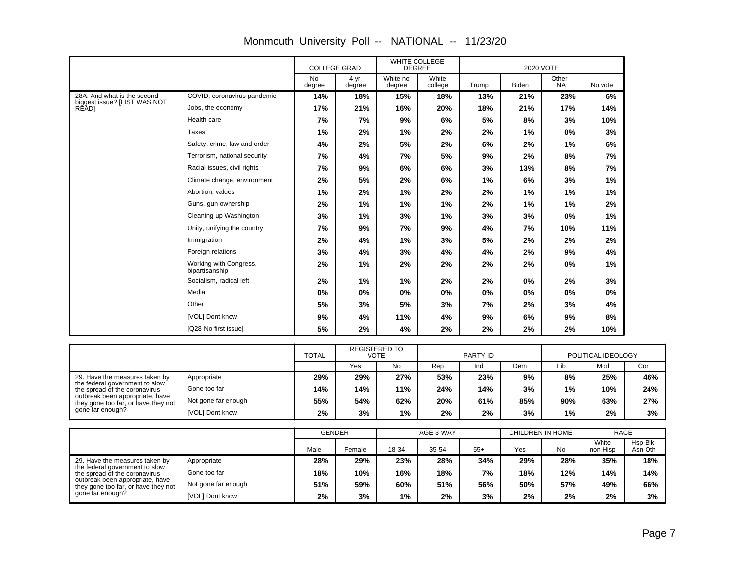# Monmouth University Poll -- NATIONAL -- 11/23/20

| | | COLLEGE GRAD | | WHITE COLLEGE DEGREE | | 2020 VOTE | | | |
|---|---|---|---|---|---|---|---|---|---|
| | | No degree | 4 yr degree | White no degree | White college | Trump | Biden | Other - NA | No vote |
| 28A. And what is the second biggest issue? [LIST WAS NOT READ] | COVID, coronavirus pandemic | 14% | 18% | 15% | 18% | 13% | 21% | 23% | 6% |
| | Jobs, the economy | 17% | 21% | 16% | 20% | 18% | 21% | 17% | 14% |
| | Health care | 7% | 7% | 9% | 6% | 5% | 8% | 3% | 10% |
| | Taxes | 1% | 2% | 1% | 2% | 2% | 1% | 0% | 3% |
| | Safety, crime, law and order | 4% | 2% | 5% | 2% | 6% | 2% | 1% | 6% |
| | Terrorism, national security | 7% | 4% | 7% | 5% | 9% | 2% | 8% | 7% |
| | Racial issues, civil rights | 7% | 9% | 6% | 6% | 3% | 13% | 8% | 7% |
| | Climate change, environment | 2% | 5% | 2% | 6% | 1% | 6% | 3% | 1% |
| | Abortion, values | 1% | 2% | 1% | 2% | 2% | 1% | 1% | 1% |
| | Guns, gun ownership | 2% | 1% | 1% | 1% | 2% | 1% | 1% | 2% |
| | Cleaning up Washington | 3% | 1% | 3% | 1% | 3% | 3% | 0% | 1% |
| | Unity, unifying the country | 7% | 9% | 7% | 9% | 4% | 7% | 10% | 11% |
| | Immigration | 2% | 4% | 1% | 3% | 5% | 2% | 2% | 2% |
| | Foreign relations | 3% | 4% | 3% | 4% | 4% | 2% | 9% | 4% |
| | Working with Congress, bipartisanship | 2% | 1% | 2% | 2% | 2% | 2% | 0% | 1% |
| | Socialism, radical left | 2% | 1% | 1% | 2% | 2% | 0% | 2% | 3% |
| | Media | 0% | 0% | 0% | 0% | 0% | 0% | 0% | 0% |
| | Other | 5% | 3% | 5% | 3% | 7% | 2% | 3% | 4% |
| | [VOL] Dont know | 9% | 4% | 11% | 4% | 9% | 6% | 9% | 8% |
| | [Q28-No first issue] | 5% | 2% | 4% | 2% | 2% | 2% | 2% | 10% |

| | | TOTAL | REGISTERED TO VOTE | | PARTY ID | | | POLITICAL IDEOLOGY | | |
|---|---|---|---|---|---|---|---|---|---|---|
| | | | Yes | No | Rep | Ind | Dem | Lib | Mod | Con |
| 29. Have the measures taken by the federal government to slow the spread of the coronavirus outbreak been appropriate, have they gone too far, or have they not gone far enough? | Appropriate | 29% | 29% | 27% | 53% | 23% | 9% | 8% | 25% | 46% |
| | Gone too far | 14% | 14% | 11% | 24% | 14% | 3% | 1% | 10% | 24% |
| | Not gone far enough | 55% | 54% | 62% | 20% | 61% | 85% | 90% | 63% | 27% |
| | [VOL] Dont know | 2% | 3% | 1% | 2% | 2% | 3% | 1% | 2% | 3% |

| | | GENDER | | AGE 3-WAY | | | CHILDREN IN HOME | | RACE | |
|---|---|---|---|---|---|---|---|---|---|---|
| | | Male | Female | 18-34 | 35-54 | 55+ | Yes | No | White non-Hisp | Hsp-Blk-Asn-Oth |
| 29. Have the measures taken by the federal government to slow the spread of the coronavirus outbreak been appropriate, have they gone too far, or have they not gone far enough? | Appropriate | 28% | 29% | 23% | 28% | 34% | 29% | 28% | 35% | 18% |
| | Gone too far | 18% | 10% | 16% | 18% | 7% | 18% | 12% | 14% | 14% |
| | Not gone far enough | 51% | 59% | 60% | 51% | 56% | 50% | 57% | 49% | 66% |
| | [VOL] Dont know | 2% | 3% | 1% | 2% | 3% | 2% | 2% | 2% | 3% |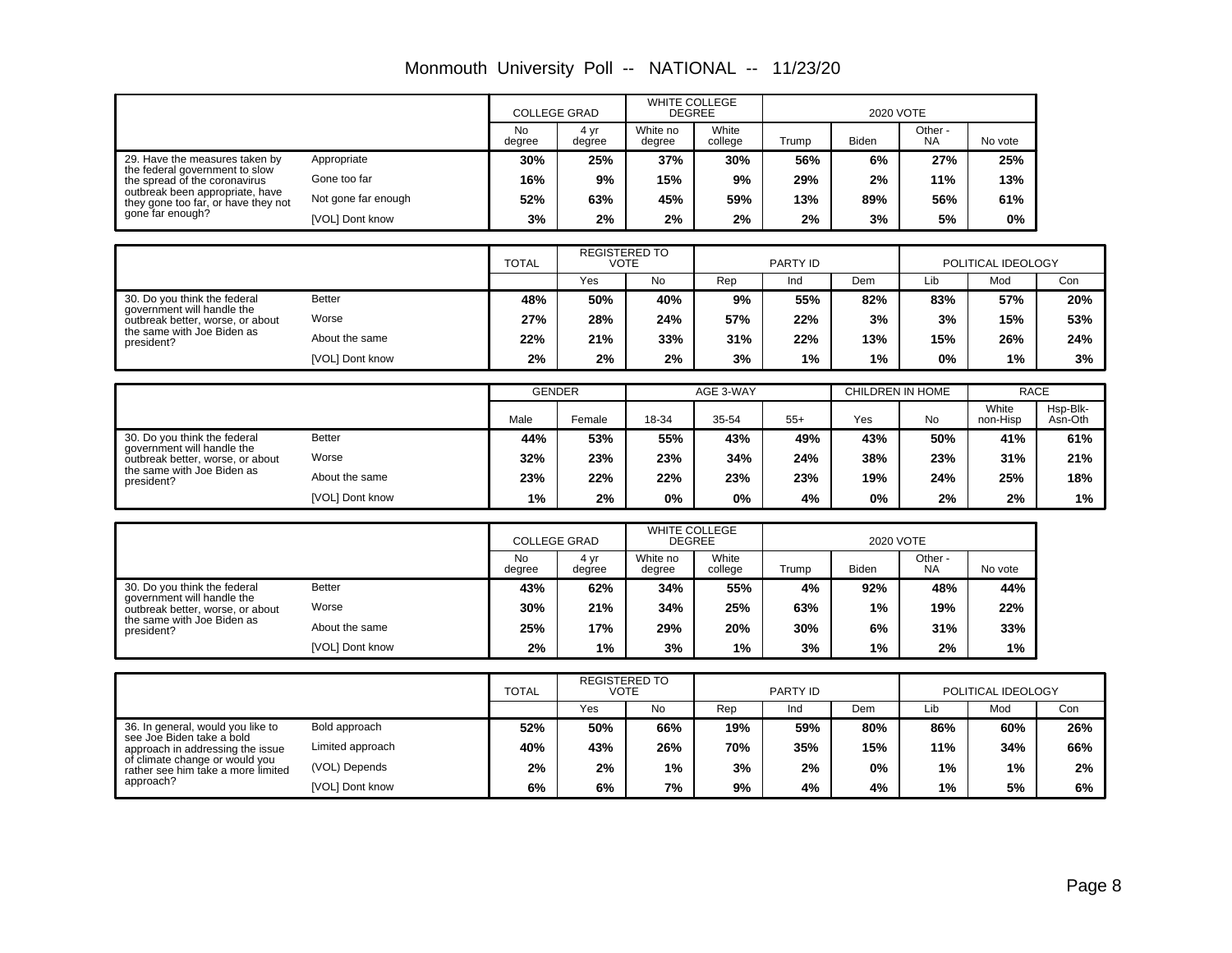# Monmouth University Poll -- NATIONAL -- 11/23/20

| | | COLLEGE GRAD | | WHITE COLLEGE DEGREE | | 2020 VOTE | | | |
|---|---|---|---|---|---|---|---|---|---|
| | | No degree | 4 yr degree | White no degree | White college | Trump | Biden | Other - NA | No vote |
| 29. Have the measures taken by the federal government to slow the spread of the coronavirus outbreak been appropriate, have they gone too far, or have they not gone far enough? | Appropriate | 30% | 25% | 37% | 30% | 56% | 6% | 27% | 25% |
| | Gone too far | 16% | 9% | 15% | 9% | 29% | 2% | 11% | 13% |
| | Not gone far enough | 52% | 63% | 45% | 59% | 13% | 89% | 56% | 61% |
| | [VOL] Dont know | 3% | 2% | 2% | 2% | 2% | 3% | 5% | 0% |

| | | TOTAL | REGISTERED TO VOTE | | PARTY ID | | | POLITICAL IDEOLOGY | | |
|---|---|---|---|---|---|---|---|---|---|---|
| | | | Yes | No | Rep | Ind | Dem | Lib | Mod | Con |
| 30. Do you think the federal government will handle the outbreak better, worse, or about the same with Joe Biden as president? | Better | 48% | 50% | 40% | 9% | 55% | 82% | 83% | 57% | 20% |
| | Worse | 27% | 28% | 24% | 57% | 22% | 3% | 3% | 15% | 53% |
| | About the same | 22% | 21% | 33% | 31% | 22% | 13% | 15% | 26% | 24% |
| | [VOL] Dont know | 2% | 2% | 2% | 3% | 1% | 1% | 0% | 1% | 3% |

| | | GENDER | | AGE 3-WAY | | | CHILDREN IN HOME | | RACE | |
|---|---|---|---|---|---|---|---|---|---|---|
| | | Male | Female | 18-34 | 35-54 | 55+ | Yes | No | White non-Hisp | Hsp-Blk-Asn-Oth |
| 30. Do you think the federal government will handle the outbreak better, worse, or about the same with Joe Biden as president? | Better | 44% | 53% | 55% | 43% | 49% | 43% | 50% | 41% | 61% |
| | Worse | 32% | 23% | 23% | 34% | 24% | 38% | 23% | 31% | 21% |
| | About the same | 23% | 22% | 22% | 23% | 23% | 19% | 24% | 25% | 18% |
| | [VOL] Dont know | 1% | 2% | 0% | 0% | 4% | 0% | 2% | 2% | 1% |

| | | COLLEGE GRAD | | WHITE COLLEGE DEGREE | | 2020 VOTE | | | |
|---|---|---|---|---|---|---|---|---|---|
| | | No degree | 4 yr degree | White no degree | White college | Trump | Biden | Other - NA | No vote |
| 30. Do you think the federal government will handle the outbreak better, worse, or about the same with Joe Biden as president? | Better | 43% | 62% | 34% | 55% | 4% | 92% | 48% | 44% |
| | Worse | 30% | 21% | 34% | 25% | 63% | 1% | 19% | 22% |
| | About the same | 25% | 17% | 29% | 20% | 30% | 6% | 31% | 33% |
| | [VOL] Dont know | 2% | 1% | 3% | 1% | 3% | 1% | 2% | 1% |

| | | TOTAL | REGISTERED TO VOTE | | PARTY ID | | | POLITICAL IDEOLOGY | | |
|---|---|---|---|---|---|---|---|---|---|---|
| | | | Yes | No | Rep | Ind | Dem | Lib | Mod | Con |
| 36. In general, would you like to see Joe Biden take a bold approach in addressing the issue of climate change or would you rather see him take a more limited approach? | Bold approach | 52% | 50% | 66% | 19% | 59% | 80% | 86% | 60% | 26% |
| | Limited approach | 40% | 43% | 26% | 70% | 35% | 15% | 11% | 34% | 66% |
| | (VOL) Depends | 2% | 2% | 1% | 3% | 2% | 0% | 1% | 1% | 2% |
| | [VOL] Dont know | 6% | 6% | 7% | 9% | 4% | 4% | 1% | 5% | 6% |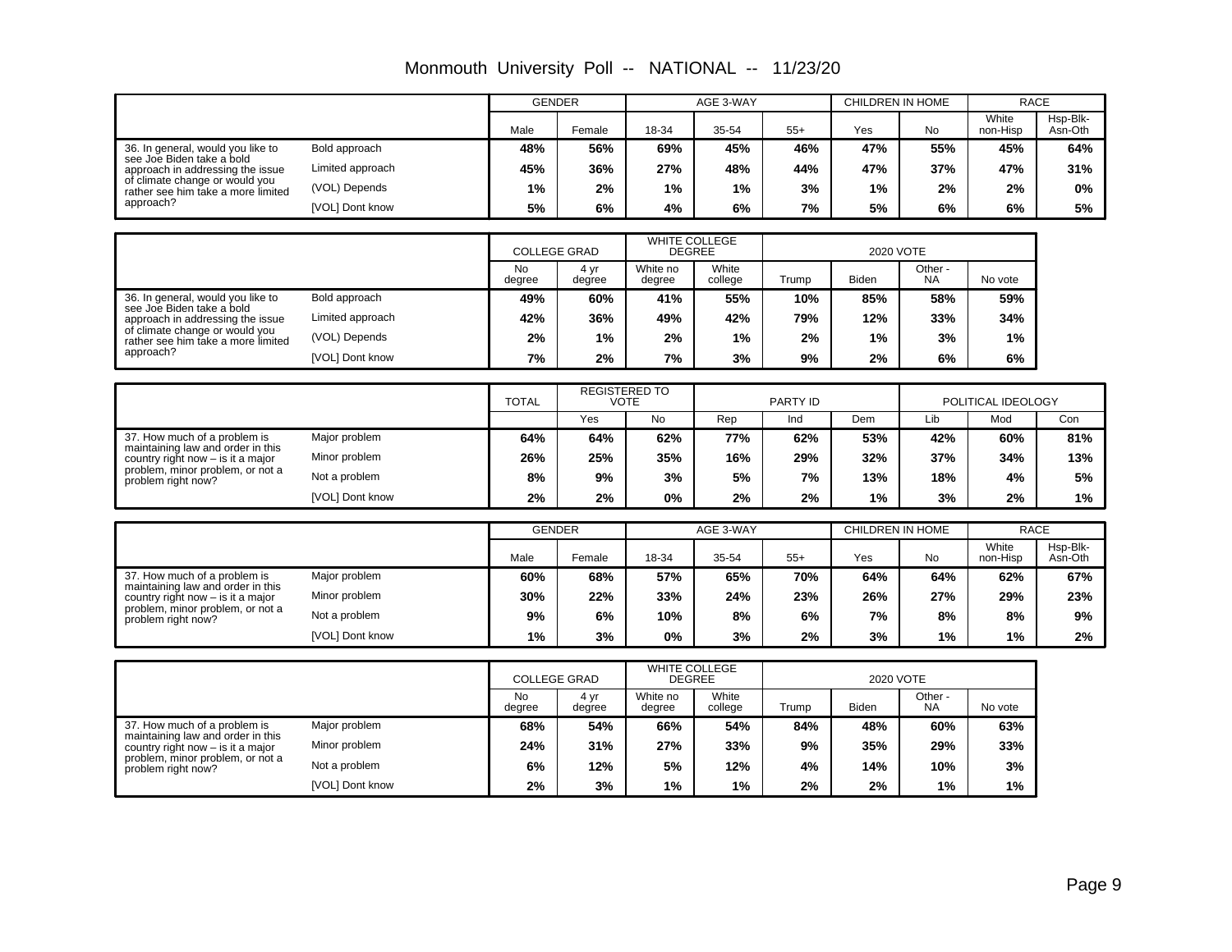# Monmouth University Poll -- NATIONAL -- 11/23/20

| | | GENDER | | AGE 3-WAY | | | CHILDREN IN HOME | | RACE | |
|---|---|---|---|---|---|---|---|---|---|---|
| | | Male | Female | 18-34 | 35-54 | 55+ | Yes | No | White non-Hisp | Hsp-Blk-Asn-Oth |
| 36. In general, would you like to see Joe Biden take a bold approach in addressing the issue of climate change or would you rather see him take a more limited approach? | Bold approach | **48%** | **56%** | **69%** | **45%** | **46%** | **47%** | **55%** | **45%** | **64%** |
| | Limited approach | **45%** | **36%** | **27%** | **48%** | **44%** | **47%** | **37%** | **47%** | **31%** |
| | (VOL) Depends | **1%** | **2%** | **1%** | **1%** | **3%** | **1%** | **2%** | **2%** | **0%** |
| | [VOL] Dont know | **5%** | **6%** | **4%** | **6%** | **7%** | **5%** | **6%** | **6%** | **5%** |

| | | COLLEGE GRAD | | WHITE COLLEGE DEGREE | | 2020 VOTE | | | |
|---|---|---|---|---|---|---|---|---|---|
| | | No degree | 4 yr degree | White no degree | White college | Trump | Biden | Other - NA | No vote |
| 36. In general, would you like to see Joe Biden take a bold approach in addressing the issue of climate change or would you rather see him take a more limited approach? | Bold approach | **49%** | **60%** | **41%** | **55%** | **10%** | **85%** | **58%** | **59%** |
| | Limited approach | **42%** | **36%** | **49%** | **42%** | **79%** | **12%** | **33%** | **34%** |
| | (VOL) Depends | **2%** | **1%** | **2%** | **1%** | **2%** | **1%** | **3%** | **1%** |
| | [VOL] Dont know | **7%** | **2%** | **7%** | **3%** | **9%** | **2%** | **6%** | **6%** |

| | | TOTAL | REGISTERED TO VOTE | | PARTY ID | | | POLITICAL IDEOLOGY | | |
|---|---|---|---|---|---|---|---|---|---|---|
| | | | Yes | No | Rep | Ind | Dem | Lib | Mod | Con |
| 37. How much of a problem is maintaining law and order in this country right now – is it a major problem, minor problem, or not a problem right now? | Major problem | **64%** | **64%** | **62%** | **77%** | **62%** | **53%** | **42%** | **60%** | **81%** |
| | Minor problem | **26%** | **25%** | **35%** | **16%** | **29%** | **32%** | **37%** | **34%** | **13%** |
| | Not a problem | **8%** | **9%** | **3%** | **5%** | **7%** | **13%** | **18%** | **4%** | **5%** |
| | [VOL] Dont know | **2%** | **2%** | **0%** | **2%** | **2%** | **1%** | **3%** | **2%** | **1%** |

| | | GENDER | | AGE 3-WAY | | | CHILDREN IN HOME | | RACE | |
|---|---|---|---|---|---|---|---|---|---|---|
| | | Male | Female | 18-34 | 35-54 | 55+ | Yes | No | White non-Hisp | Hsp-Blk-Asn-Oth |
| 37. How much of a problem is maintaining law and order in this country right now – is it a major problem, minor problem, or not a problem right now? | Major problem | **60%** | **68%** | **57%** | **65%** | **70%** | **64%** | **64%** | **62%** | **67%** |
| | Minor problem | **30%** | **22%** | **33%** | **24%** | **23%** | **26%** | **27%** | **29%** | **23%** |
| | Not a problem | **9%** | **6%** | **10%** | **8%** | **6%** | **7%** | **8%** | **8%** | **9%** |
| | [VOL] Dont know | **1%** | **3%** | **0%** | **3%** | **2%** | **3%** | **1%** | **1%** | **2%** |

| | | COLLEGE GRAD | | WHITE COLLEGE DEGREE | | 2020 VOTE | | | |
|---|---|---|---|---|---|---|---|---|---|
| | | No degree | 4 yr degree | White no degree | White college | Trump | Biden | Other - NA | No vote |
| 37. How much of a problem is maintaining law and order in this country right now – is it a major problem, minor problem, or not a problem right now? | Major problem | **68%** | **54%** | **66%** | **54%** | **84%** | **48%** | **60%** | **63%** |
| | Minor problem | **24%** | **31%** | **27%** | **33%** | **9%** | **35%** | **29%** | **33%** |
| | Not a problem | **6%** | **12%** | **5%** | **12%** | **4%** | **14%** | **10%** | **3%** |
| | [VOL] Dont know | **2%** | **3%** | **1%** | **1%** | **2%** | **2%** | **1%** | **1%** |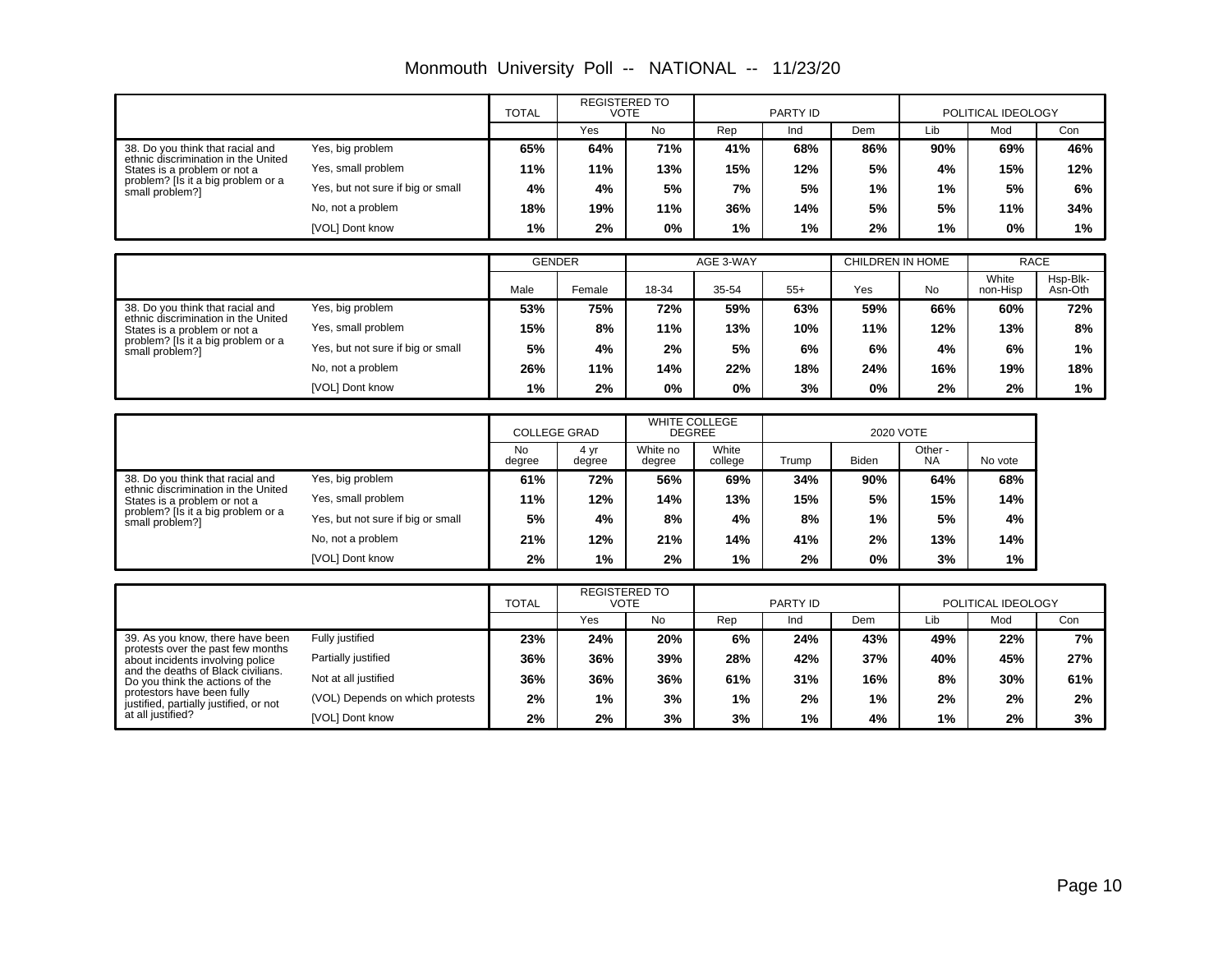# Monmouth University Poll -- NATIONAL -- 11/23/20

| | | TOTAL | REGISTERED TO VOTE | | PARTY ID | | | POLITICAL IDEOLOGY | | |
|---|---|---|---|---|---|---|---|---|---|---|
| | | | Yes | No | Rep | Ind | Dem | Lib | Mod | Con |
| 38. Do you think that racial and ethnic discrimination in the United States is a problem or not a problem? [Is it a big problem or a small problem?] | Yes, big problem | 65% | 64% | 71% | 41% | 68% | 86% | 90% | 69% | 46% |
| | Yes, small problem | 11% | 11% | 13% | 15% | 12% | 5% | 4% | 15% | 12% |
| | Yes, but not sure if big or small | 4% | 4% | 5% | 7% | 5% | 1% | 1% | 5% | 6% |
| | No, not a problem | 18% | 19% | 11% | 36% | 14% | 5% | 5% | 11% | 34% |
| | [VOL] Dont know | 1% | 2% | 0% | 1% | 1% | 2% | 1% | 0% | 1% |

| | | GENDER | | AGE 3-WAY | | | CHILDREN IN HOME | | RACE | |
|---|---|---|---|---|---|---|---|---|---|---|
| | | Male | Female | 18-34 | 35-54 | 55+ | Yes | No | White non-Hisp | Hsp-Blk-Asn-Oth |
| 38. Do you think that racial and ethnic discrimination in the United States is a problem or not a problem? [Is it a big problem or a small problem?] | Yes, big problem | 53% | 75% | 72% | 59% | 63% | 59% | 66% | 60% | 72% |
| | Yes, small problem | 15% | 8% | 11% | 13% | 10% | 11% | 12% | 13% | 8% |
| | Yes, but not sure if big or small | 5% | 4% | 2% | 5% | 6% | 6% | 4% | 6% | 1% |
| | No, not a problem | 26% | 11% | 14% | 22% | 18% | 24% | 16% | 19% | 18% |
| | [VOL] Dont know | 1% | 2% | 0% | 0% | 3% | 0% | 2% | 2% | 1% |

| | | COLLEGE GRAD | | WHITE COLLEGE DEGREE | | 2020 VOTE | | | |
|---|---|---|---|---|---|---|---|---|---|
| | | No degree | 4 yr degree | White no degree | White college | Trump | Biden | Other - NA | No vote |
| 38. Do you think that racial and ethnic discrimination in the United States is a problem or not a problem? [Is it a big problem or a small problem?] | Yes, big problem | 61% | 72% | 56% | 69% | 34% | 90% | 64% | 68% |
| | Yes, small problem | 11% | 12% | 14% | 13% | 15% | 5% | 15% | 14% |
| | Yes, but not sure if big or small | 5% | 4% | 8% | 4% | 8% | 1% | 5% | 4% |
| | No, not a problem | 21% | 12% | 21% | 14% | 41% | 2% | 13% | 14% |
| | [VOL] Dont know | 2% | 1% | 2% | 1% | 2% | 0% | 3% | 1% |

| | | TOTAL | REGISTERED TO VOTE | | PARTY ID | | | POLITICAL IDEOLOGY | | |
|---|---|---|---|---|---|---|---|---|---|---|
| | | | Yes | No | Rep | Ind | Dem | Lib | Mod | Con |
| 39. As you know, there have been protests over the past few months about incidents involving police and the deaths of Black civilians. Do you think the actions of the protestors have been fully justified, partially justified, or not at all justified? | Fully justified | 23% | 24% | 20% | 6% | 24% | 43% | 49% | 22% | 7% |
| | Partially justified | 36% | 36% | 39% | 28% | 42% | 37% | 40% | 45% | 27% |
| | Not at all justified | 36% | 36% | 36% | 61% | 31% | 16% | 8% | 30% | 61% |
| | (VOL) Depends on which protests | 2% | 1% | 3% | 1% | 2% | 1% | 2% | 2% | 2% |
| | [VOL] Dont know | 2% | 2% | 3% | 3% | 1% | 4% | 1% | 2% | 3% |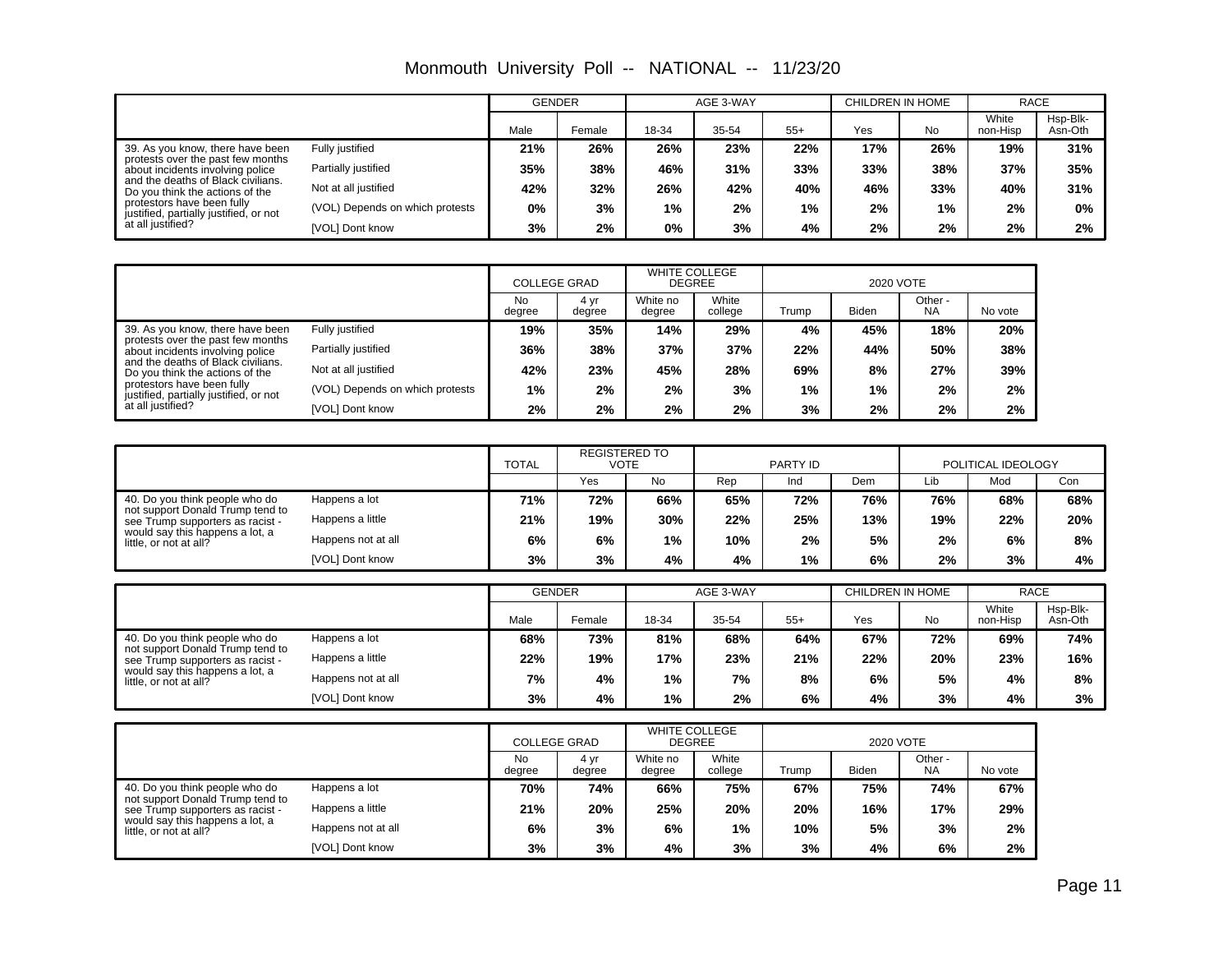# Monmouth University Poll -- NATIONAL -- 11/23/20

| | | GENDER | | AGE 3-WAY | | | CHILDREN IN HOME | | RACE | |
|---|---|---|---|---|---|---|---|---|---|---|
| | | Male | Female | 18-34 | 35-54 | 55+ | Yes | No | White non-Hisp | Hsp-Blk-Asn-Oth |
| 39. As you know, there have been protests over the past few months about incidents involving police and the deaths of Black civilians. Do you think the actions of the protestors have been fully justified, partially justified, or not at all justified? | Fully justified | **21%** | **26%** | **26%** | **23%** | **22%** | **17%** | **26%** | **19%** | **31%** |
| | Partially justified | **35%** | **38%** | **46%** | **31%** | **33%** | **33%** | **38%** | **37%** | **35%** |
| | Not at all justified | **42%** | **32%** | **26%** | **42%** | **40%** | **46%** | **33%** | **40%** | **31%** |
| | (VOL) Depends on which protests | **0%** | **3%** | **1%** | **2%** | **1%** | **2%** | **1%** | **2%** | **0%** |
| | [VOL] Dont know | **3%** | **2%** | **0%** | **3%** | **4%** | **2%** | **2%** | **2%** | **2%** |

| | | COLLEGE GRAD | | WHITE COLLEGE DEGREE | | 2020 VOTE | | | |
|---|---|---|---|---|---|---|---|---|---|
| | | No degree | 4 yr degree | White no degree | White college | Trump | Biden | Other - NA | No vote |
| 39. As you know, there have been protests over the past few months about incidents involving police and the deaths of Black civilians. Do you think the actions of the protestors have been fully justified, partially justified, or not at all justified? | Fully justified | **19%** | **35%** | **14%** | **29%** | **4%** | **45%** | **18%** | **20%** |
| | Partially justified | **36%** | **38%** | **37%** | **37%** | **22%** | **44%** | **50%** | **38%** |
| | Not at all justified | **42%** | **23%** | **45%** | **28%** | **69%** | **8%** | **27%** | **39%** |
| | (VOL) Depends on which protests | **1%** | **2%** | **2%** | **3%** | **1%** | **1%** | **2%** | **2%** |
| | [VOL] Dont know | **2%** | **2%** | **2%** | **2%** | **3%** | **2%** | **2%** | **2%** |

| | | TOTAL | REGISTERED TO VOTE | | PARTY ID | | | POLITICAL IDEOLOGY | | |
|---|---|---|---|---|---|---|---|---|---|---|
| | | | Yes | No | Rep | Ind | Dem | Lib | Mod | Con |
| 40. Do you think people who do not support Donald Trump tend to see Trump supporters as racist - would say this happens a lot, a little, or not at all? | Happens a lot | **71%** | **72%** | **66%** | **65%** | **72%** | **76%** | **76%** | **68%** | **68%** |
| | Happens a little | **21%** | **19%** | **30%** | **22%** | **25%** | **13%** | **19%** | **22%** | **20%** |
| | Happens not at all | **6%** | **6%** | **1%** | **10%** | **2%** | **5%** | **2%** | **6%** | **8%** |
| | [VOL] Dont know | **3%** | **3%** | **4%** | **4%** | **1%** | **6%** | **2%** | **3%** | **4%** |

| | | GENDER | | AGE 3-WAY | | | CHILDREN IN HOME | | RACE | |
|---|---|---|---|---|---|---|---|---|---|---|
| | | Male | Female | 18-34 | 35-54 | 55+ | Yes | No | White non-Hisp | Hsp-Blk-Asn-Oth |
| 40. Do you think people who do not support Donald Trump tend to see Trump supporters as racist - would say this happens a lot, a little, or not at all? | Happens a lot | **68%** | **73%** | **81%** | **68%** | **64%** | **67%** | **72%** | **69%** | **74%** |
| | Happens a little | **22%** | **19%** | **17%** | **23%** | **21%** | **22%** | **20%** | **23%** | **16%** |
| | Happens not at all | **7%** | **4%** | **1%** | **7%** | **8%** | **6%** | **5%** | **4%** | **8%** |
| | [VOL] Dont know | **3%** | **4%** | **1%** | **2%** | **6%** | **4%** | **3%** | **4%** | **3%** |

| | | COLLEGE GRAD | | WHITE COLLEGE DEGREE | | 2020 VOTE | | | |
|---|---|---|---|---|---|---|---|---|---|
| | | No degree | 4 yr degree | White no degree | White college | Trump | Biden | Other - NA | No vote |
| 40. Do you think people who do not support Donald Trump tend to see Trump supporters as racist - would say this happens a lot, a little, or not at all? | Happens a lot | **70%** | **74%** | **66%** | **75%** | **67%** | **75%** | **74%** | **67%** |
| | Happens a little | **21%** | **20%** | **25%** | **20%** | **20%** | **16%** | **17%** | **29%** |
| | Happens not at all | **6%** | **3%** | **6%** | **1%** | **10%** | **5%** | **3%** | **2%** |
| | [VOL] Dont know | **3%** | **3%** | **4%** | **3%** | **3%** | **4%** | **6%** | **2%** |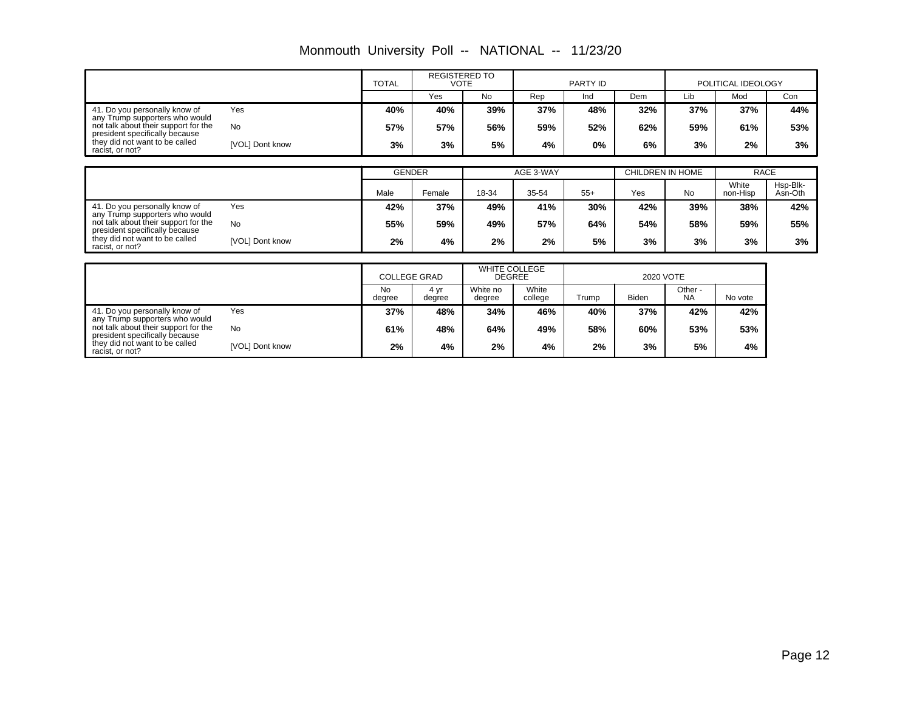# Monmouth University Poll -- NATIONAL -- 11/23/20

| | | TOTAL | REGISTERED TO VOTE | | PARTY ID | | | POLITICAL IDEOLOGY | | |
|---|---|---|---|---|---|---|---|---|---|---|
| | | | Yes | No | Rep | Ind | Dem | Lib | Mod | Con |
| 41. Do you personally know of any Trump supporters who would not talk about their support for the president specifically because they did not want to be called racist, or not? | Yes | **40%** | **40%** | **39%** | **37%** | **48%** | **32%** | **37%** | **37%** | **44%** |
| | No | **57%** | **57%** | **56%** | **59%** | **52%** | **62%** | **59%** | **61%** | **53%** |
| | [VOL] Dont know | **3%** | **3%** | **5%** | **4%** | **0%** | **6%** | **3%** | **2%** | **3%** |

| | | GENDER | | AGE 3-WAY | | | CHILDREN IN HOME | | RACE | |
|---|---|---|---|---|---|---|---|---|---|---|
| | | Male | Female | 18-34 | 35-54 | 55+ | Yes | No | White non-Hisp | Hsp-Blk-Asn-Oth |
| 41. Do you personally know of any Trump supporters who would not talk about their support for the president specifically because they did not want to be called racist, or not? | Yes | **42%** | **37%** | **49%** | **41%** | **30%** | **42%** | **39%** | **38%** | **42%** |
| | No | **55%** | **59%** | **49%** | **57%** | **64%** | **54%** | **58%** | **59%** | **55%** |
| | [VOL] Dont know | **2%** | **4%** | **2%** | **2%** | **5%** | **3%** | **3%** | **3%** | **3%** |

| | | COLLEGE GRAD | | WHITE COLLEGE DEGREE | | 2020 VOTE | | | |
|---|---|---|---|---|---|---|---|---|---|
| | | No degree | 4 yr degree | White no degree | White college | Trump | Biden | Other - NA | No vote |
| 41. Do you personally know of any Trump supporters who would not talk about their support for the president specifically because they did not want to be called racist, or not? | Yes | **37%** | **48%** | **34%** | **46%** | **40%** | **37%** | **42%** | **42%** |
| | No | **61%** | **48%** | **64%** | **49%** | **58%** | **60%** | **53%** | **53%** |
| | [VOL] Dont know | **2%** | **4%** | **2%** | **4%** | **2%** | **3%** | **5%** | **4%** |